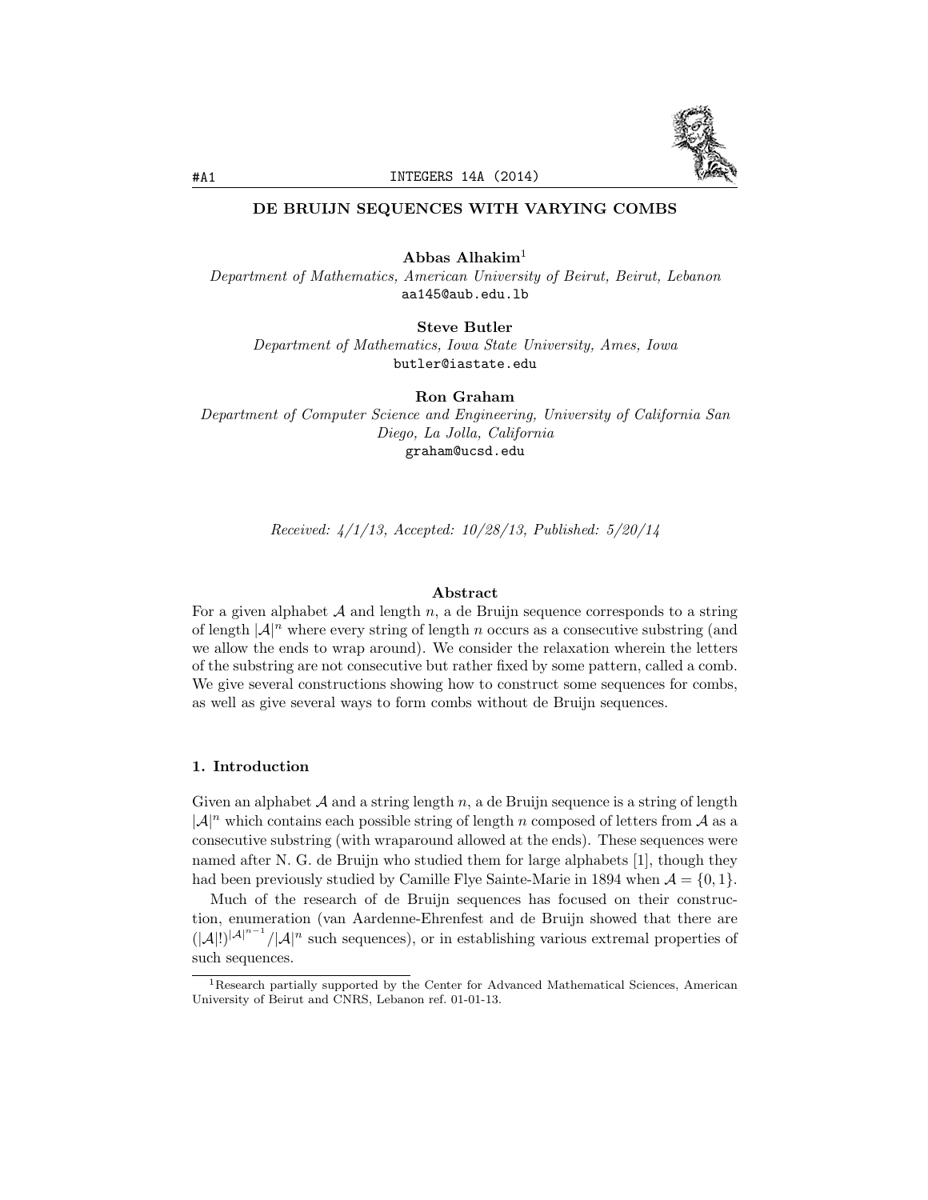# DE BRUIJN SEQUENCES WITH VARYING COMBS

**Abbas Alhakim**[1]
*Department of Mathematics, American University of Beirut, Beirut, Lebanon*
aa145@aub.edu.lb

**Steve Butler**
*Department of Mathematics, Iowa State University, Ames, Iowa*
butler@iastate.edu

**Ron Graham**
*Department of Computer Science and Engineering, University of California San Diego, La Jolla, California*
graham@ucsd.edu

*Received: 4/1/13, Accepted: 10/28/13, Published: 5/20/14*

## Abstract

For a given alphabet $\mathcal{A}$ and length $n$, a de Bruijn sequence corresponds to a string of length $|\mathcal{A}|^n$ where every string of length $n$ occurs as a consecutive substring (and we allow the ends to wrap around). We consider the relaxation wherein the letters of the substring are not consecutive but rather fixed by some pattern, called a comb. We give several constructions showing how to construct some sequences for combs, as well as give several ways to form combs without de Bruijn sequences.

## 1. Introduction

Given an alphabet $\mathcal{A}$ and a string length $n$, a de Bruijn sequence is a string of length $|\mathcal{A}|^n$ which contains each possible string of length $n$ composed of letters from $\mathcal{A}$ as a consecutive substring (with wraparound allowed at the ends). These sequences were named after N. G. de Bruijn who studied them for large alphabets [1], though they had been previously studied by Camille Flye Sainte-Marie in 1894 when $\mathcal{A} = \{0, 1\}$.

Much of the research of de Bruijn sequences has focused on their construction, enumeration (van Aardenne-Ehrenfest and de Bruijn showed that there are $(|\mathcal{A}|!)^{|\mathcal{A}|^{n-1}}/|\mathcal{A}|^n$ such sequences), or in establishing various extremal properties of such sequences.

[1] Research partially supported by the Center for Advanced Mathematical Sciences, American University of Beirut and CNRS, Lebanon ref. 01-01-13.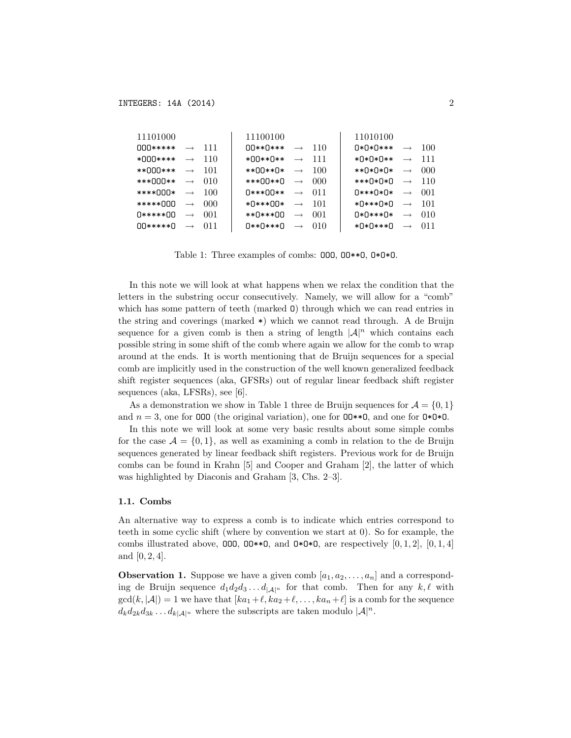| 11101000 | | | 11100100 | | | 11010100 | | |
|---|---|---|---|---|---|---|---|---|
| 000***** | → | 111 | 00**0*** | → | 110 | 0*0*0*** | → | 100 |
| *000**** | → | 110 | *00**0** | → | 111 | *0*0*0** | → | 111 |
| **000*** | → | 101 | **00**0* | → | 100 | **0*0*0* | → | 000 |
| ***000** | → | 010 | ***00**0 | → | 000 | ***0*0*0 | → | 110 |
| ****000* | → | 100 | 0***00** | → | 011 | 0***0*0* | → | 001 |
| *****000 | → | 000 | *0***00* | → | 101 | *0***0*0 | → | 101 |
| 0*****00 | → | 001 | **0***00 | → | 001 | 0*0***0* | → | 010 |
| 00*****0 | → | 011 | 0**0***0 | → | 010 | *0*0***0 | → | 011 |

Table 1: Three examples of combs: 000, 00**0, 0*0*0.

In this note we will look at what happens when we relax the condition that the letters in the substring occur consecutively. Namely, we will allow for a "comb" which has some pattern of teeth (marked 0) through which we can read entries in the string and coverings (marked *) which we cannot read through. A de Bruijn sequence for a given comb is then a string of length $|\mathcal{A}|^n$ which contains each possible string in some shift of the comb where again we allow for the comb to wrap around at the ends. It is worth mentioning that de Bruijn sequences for a special comb are implicitly used in the construction of the well known generalized feedback shift register sequences (aka, GFSRs) out of regular linear feedback shift register sequences (aka, LFSRs), see [6].

As a demonstration we show in Table 1 three de Bruijn sequences for $\mathcal{A} = \{0, 1\}$ and $n = 3$, one for 000 (the original variation), one for 00**0, and one for 0*0*0.

In this note we will look at some very basic results about some simple combs for the case $\mathcal{A} = \{0, 1\}$, as well as examining a comb in relation to the de Bruijn sequences generated by linear feedback shift registers. Previous work for de Bruijn combs can be found in Krahn [5] and Cooper and Graham [2], the latter of which was highlighted by Diaconis and Graham [3, Chs. 2–3].

### 1.1. Combs

An alternative way to express a comb is to indicate which entries correspond to teeth in some cyclic shift (where by convention we start at 0). So for example, the combs illustrated above, 000, 00**0, and 0*0*0, are respectively $[0, 1, 2]$, $[0, 1, 4]$ and $[0, 2, 4]$.

**Observation 1.** Suppose we have a given comb $[a_1, a_2, \ldots, a_n]$ and a corresponding de Bruijn sequence $d_1 d_2 d_3 \ldots d_{|\mathcal{A}|^n}$ for that comb. Then for any $k, \ell$ with $\gcd(k, |\mathcal{A}|) = 1$ we have that $[ka_1 + \ell, ka_2 + \ell, \ldots, ka_n + \ell]$ is a comb for the sequence $d_k d_{2k} d_{3k} \ldots d_{k|\mathcal{A}|^n}$ where the subscripts are taken modulo $|\mathcal{A}|^n$.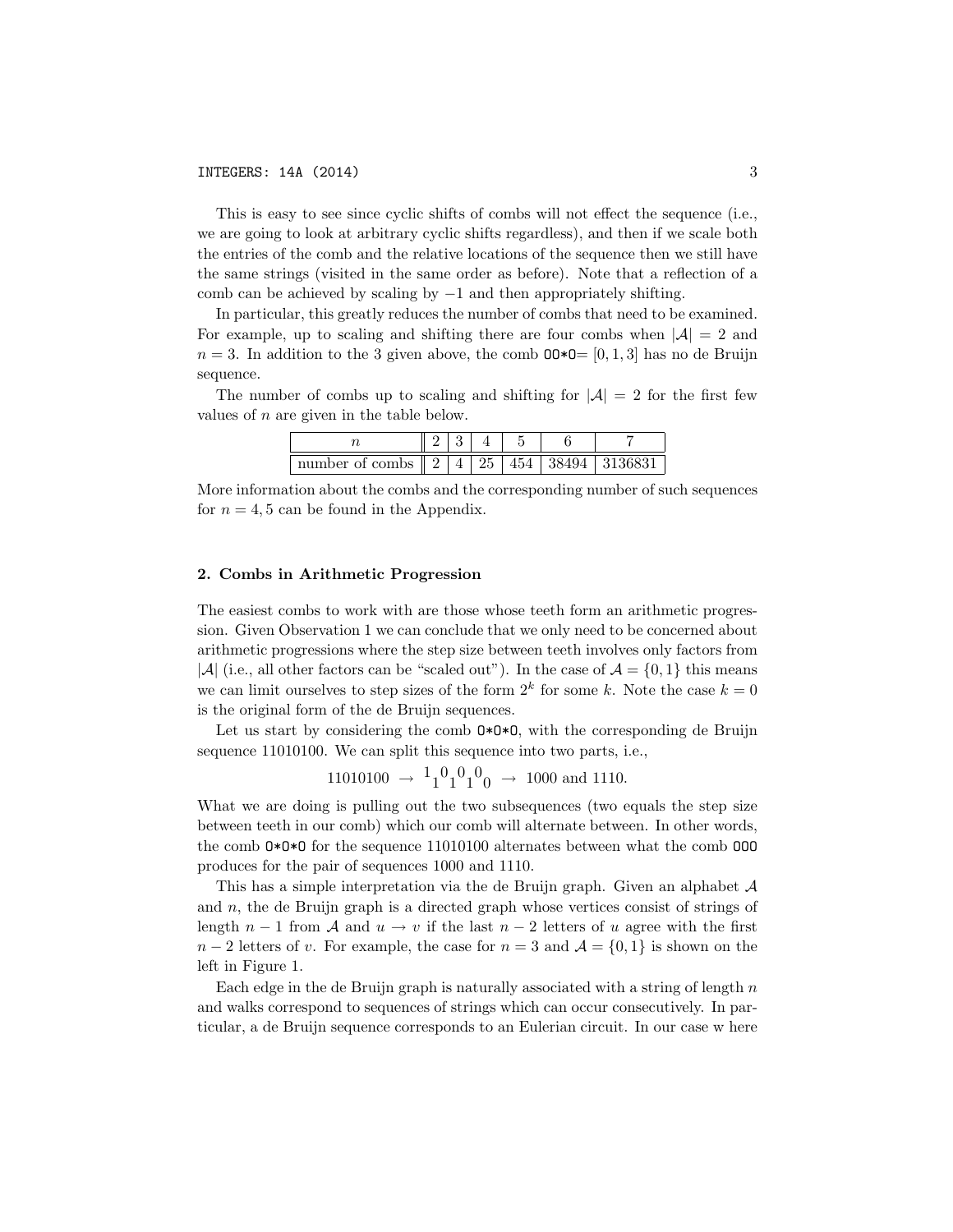This is easy to see since cyclic shifts of combs will not effect the sequence (i.e., we are going to look at arbitrary cyclic shifts regardless), and then if we scale both the entries of the comb and the relative locations of the sequence then we still have the same strings (visited in the same order as before). Note that a reflection of a comb can be achieved by scaling by $-1$ and then appropriately shifting.

In particular, this greatly reduces the number of combs that need to be examined. For example, up to scaling and shifting there are four combs when $|\mathcal{A}| = 2$ and $n = 3$. In addition to the 3 given above, the comb `OO*O`$= [0, 1, 3]$ has no de Bruijn sequence.

The number of combs up to scaling and shifting for $|\mathcal{A}| = 2$ for the first few values of $n$ are given in the table below.

| $n$ | 2 | 3 | 4 | 5 | 6 | 7 |
|---|---|---|---|---|---|---|
| number of combs | 2 | 4 | 25 | 454 | 38494 | 3136831 |

More information about the combs and the corresponding number of such sequences for $n = 4, 5$ can be found in the Appendix.

## 2. Combs in Arithmetic Progression

The easiest combs to work with are those whose teeth form an arithmetic progression. Given Observation 1 we can conclude that we only need to be concerned about arithmetic progressions where the step size between teeth involves only factors from $|\mathcal{A}|$ (i.e., all other factors can be "scaled out"). In the case of $\mathcal{A} = \{0, 1\}$ this means we can limit ourselves to step sizes of the form $2^k$ for some $k$. Note the case $k = 0$ is the original form of the de Bruijn sequences.

Let us start by considering the comb `O*O*O`, with the corresponding de Bruijn sequence 11010100. We can split this sequence into two parts, i.e.,

$$11010100 \;\rightarrow\; {}^{1}{}_{1}{}^{0}{}_{1}{}^{0}{}_{1}{}^{0}{}_{0} \;\rightarrow\; 1000 \text{ and } 1110.$$

What we are doing is pulling out the two subsequences (two equals the step size between teeth in our comb) which our comb will alternate between. In other words, the comb `O*O*O` for the sequence 11010100 alternates between what the comb `OOO` produces for the pair of sequences 1000 and 1110.

This has a simple interpretation via the de Bruijn graph. Given an alphabet $\mathcal{A}$ and $n$, the de Bruijn graph is a directed graph whose vertices consist of strings of length $n-1$ from $\mathcal{A}$ and $u \rightarrow v$ if the last $n-2$ letters of $u$ agree with the first $n-2$ letters of $v$. For example, the case for $n = 3$ and $\mathcal{A} = \{0, 1\}$ is shown on the left in Figure 1.

Each edge in the de Bruijn graph is naturally associated with a string of length $n$ and walks correspond to sequences of strings which can occur consecutively. In particular, a de Bruijn sequence corresponds to an Eulerian circuit. In our case w here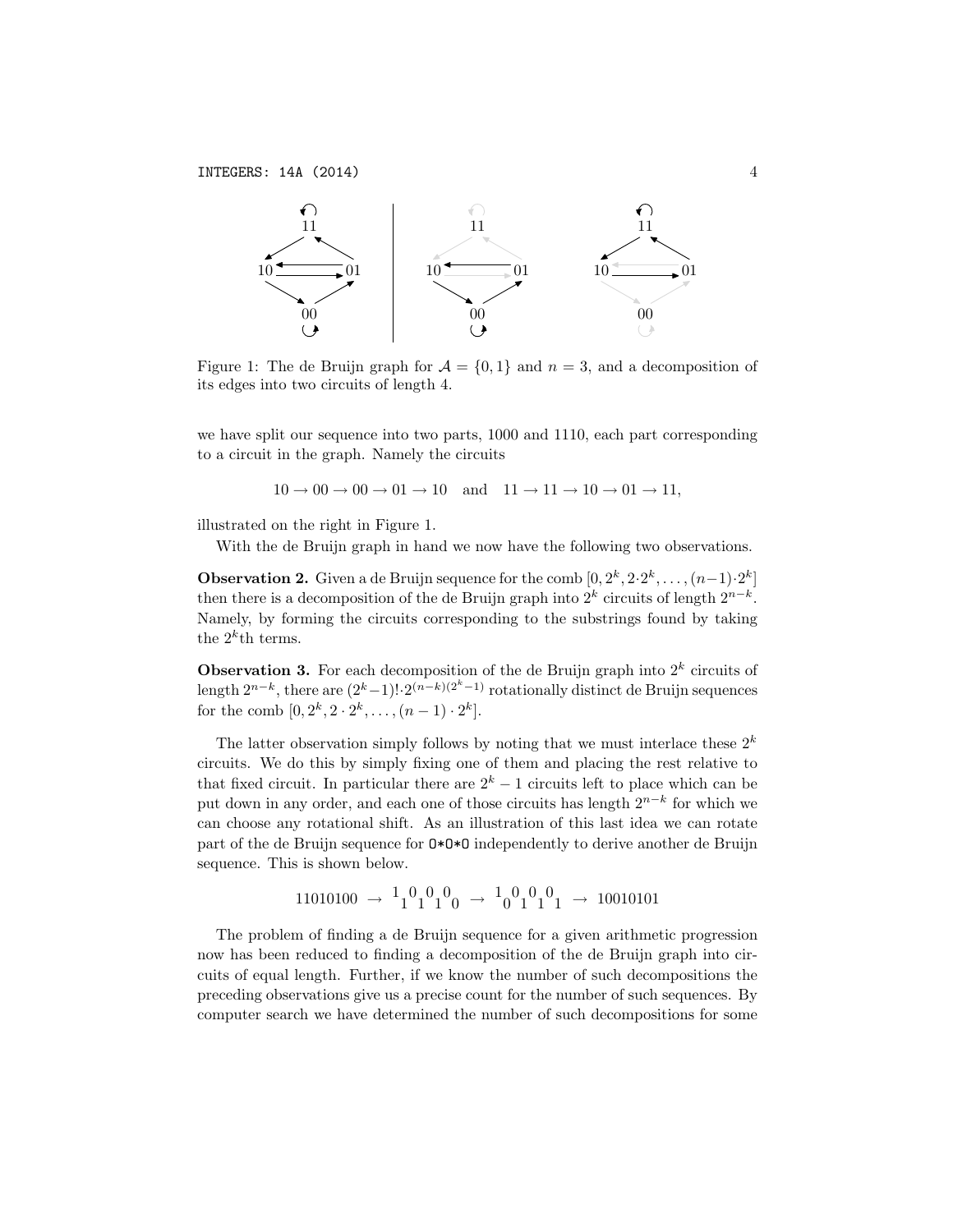Figure 1: The de Bruijn graph for $\mathcal{A} = \{0, 1\}$ and $n = 3$, and a decomposition of its edges into two circuits of length 4.

we have split our sequence into two parts, 1000 and 1110, each part corresponding to a circuit in the graph. Namely the circuits

$$10 \to 00 \to 00 \to 01 \to 10 \quad \text{and} \quad 11 \to 11 \to 10 \to 01 \to 11,$$

illustrated on the right in Figure 1.

With the de Bruijn graph in hand we now have the following two observations.

**Observation 2.** Given a de Bruijn sequence for the comb $[0, 2^k, 2 \cdot 2^k, \ldots, (n-1) \cdot 2^k]$ then there is a decomposition of the de Bruijn graph into $2^k$ circuits of length $2^{n-k}$. Namely, by forming the circuits corresponding to the substrings found by taking the $2^k$th terms.

**Observation 3.** For each decomposition of the de Bruijn graph into $2^k$ circuits of length $2^{n-k}$, there are $(2^k - 1)! \cdot 2^{(n-k)(2^k-1)}$ rotationally distinct de Bruijn sequences for the comb $[0, 2^k, 2 \cdot 2^k, \ldots, (n-1) \cdot 2^k]$.

The latter observation simply follows by noting that we must interlace these $2^k$ circuits. We do this by simply fixing one of them and placing the rest relative to that fixed circuit. In particular there are $2^k - 1$ circuits left to place which can be put down in any order, and each one of those circuits has length $2^{n-k}$ for which we can choose any rotational shift. As an illustration of this last idea we can rotate part of the de Bruijn sequence for `0*0*0` independently to derive another de Bruijn sequence. This is shown below.

$$11010100 \;\to\; {}^{1}{}_{1}{}^{0}{}_{1}{}^{0}{}_{1}{}^{0}{}_{0} \;\to\; {}^{1}{}_{0}{}^{0}{}_{1}{}^{0}{}_{1}{}^{0}{}_{1} \;\to\; 10010101$$

The problem of finding a de Bruijn sequence for a given arithmetic progression now has been reduced to finding a decomposition of the de Bruijn graph into circuits of equal length. Further, if we know the number of such decompositions the preceding observations give us a precise count for the number of such sequences. By computer search we have determined the number of such decompositions for some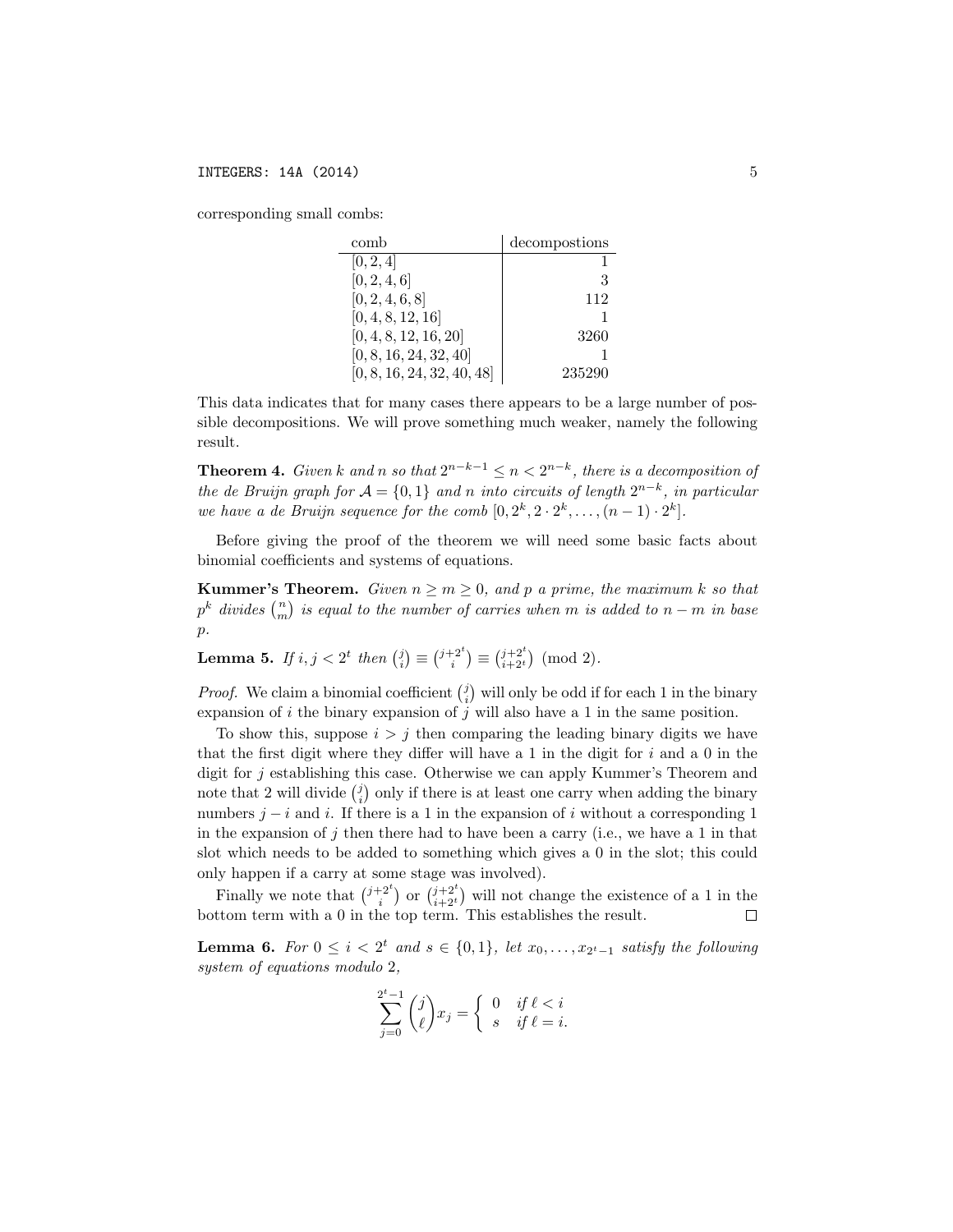corresponding small combs:

| comb | decompostions |
|---|---|
| [0, 2, 4] | 1 |
| [0, 2, 4, 6] | 3 |
| [0, 2, 4, 6, 8] | 112 |
| [0, 4, 8, 12, 16] | 1 |
| [0, 4, 8, 12, 16, 20] | 3260 |
| [0, 8, 16, 24, 32, 40] | 1 |
| [0, 8, 16, 24, 32, 40, 48] | 235290 |

This data indicates that for many cases there appears to be a large number of possible decompositions. We will prove something much weaker, namely the following result.

**Theorem 4.** *Given $k$ and $n$ so that $2^{n-k-1} \leq n < 2^{n-k}$, there is a decomposition of the de Bruijn graph for $\mathcal{A} = \{0, 1\}$ and $n$ into circuits of length $2^{n-k}$, in particular we have a de Bruijn sequence for the comb $[0, 2^k, 2 \cdot 2^k, \ldots, (n-1) \cdot 2^k]$.*

Before giving the proof of the theorem we will need some basic facts about binomial coefficients and systems of equations.

**Kummer's Theorem.** *Given $n \geq m \geq 0$, and $p$ a prime, the maximum $k$ so that $p^k$ divides $\binom{n}{m}$ is equal to the number of carries when $m$ is added to $n - m$ in base $p$.*

**Lemma 5.** *If $i, j < 2^t$ then $\binom{j}{i} \equiv \binom{j+2^t}{i} \equiv \binom{j+2^t}{i+2^t} \pmod 2$.*

*Proof.* We claim a binomial coefficient $\binom{j}{i}$ will only be odd if for each 1 in the binary expansion of $i$ the binary expansion of $j$ will also have a 1 in the same position.

To show this, suppose $i > j$ then comparing the leading binary digits we have that the first digit where they differ will have a 1 in the digit for $i$ and a 0 in the digit for $j$ establishing this case. Otherwise we can apply Kummer's Theorem and note that 2 will divide $\binom{j}{i}$ only if there is at least one carry when adding the binary numbers $j - i$ and $i$. If there is a 1 in the expansion of $i$ without a corresponding 1 in the expansion of $j$ then there had to have been a carry (i.e., we have a 1 in that slot which needs to be added to something which gives a 0 in the slot; this could only happen if a carry at some stage was involved).

Finally we note that $\binom{j+2^t}{i}$ or $\binom{j+2^t}{i+2^t}$ will not change the existence of a 1 in the bottom term with a 0 in the top term. This establishes the result. $\square$

**Lemma 6.** *For $0 \leq i < 2^t$ and $s \in \{0, 1\}$, let $x_0, \ldots, x_{2^t-1}$ satisfy the following system of equations modulo 2,*

$$\sum_{j=0}^{2^t-1} \binom{j}{\ell} x_j = \begin{cases} 0 & \text{if } \ell < i \\ s & \text{if } \ell = i. \end{cases}$$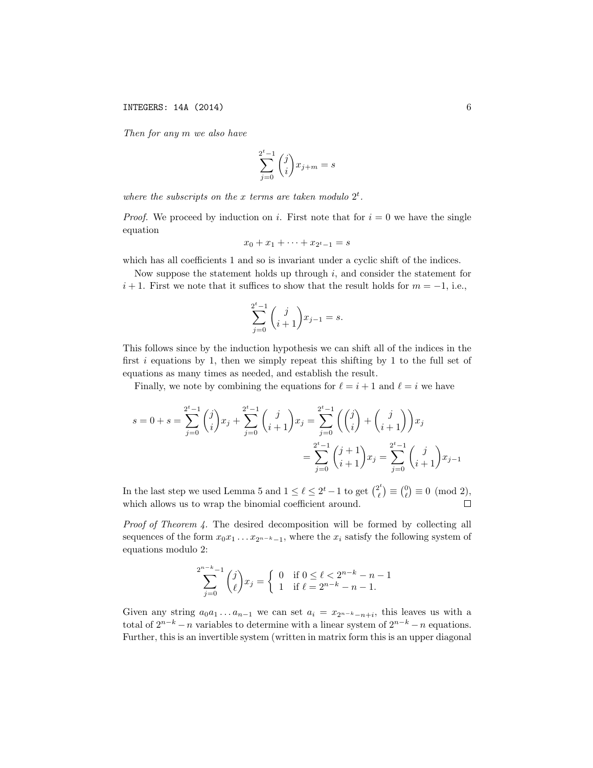*Then for any $m$ we also have*

$$\sum_{j=0}^{2^t-1} \binom{j}{i} x_{j+m} = s$$

*where the subscripts on the $x$ terms are taken modulo $2^t$.*

*Proof.* We proceed by induction on $i$. First note that for $i = 0$ we have the single equation

$$x_0 + x_1 + \cdots + x_{2^t-1} = s$$

which has all coefficients 1 and so is invariant under a cyclic shift of the indices.

Now suppose the statement holds up through $i$, and consider the statement for $i+1$. First we note that it suffices to show that the result holds for $m = -1$, i.e.,

$$\sum_{j=0}^{2^t-1} \binom{j}{i+1} x_{j-1} = s.$$

This follows since by the induction hypothesis we can shift all of the indices in the first $i$ equations by 1, then we simply repeat this shifting by 1 to the full set of equations as many times as needed, and establish the result.

Finally, we note by combining the equations for $\ell = i+1$ and $\ell = i$ we have

$$s = 0 + s = \sum_{j=0}^{2^t-1} \binom{j}{i} x_j + \sum_{j=0}^{2^t-1} \binom{j}{i+1} x_j = \sum_{j=0}^{2^t-1} \left( \binom{j}{i} + \binom{j}{i+1} \right) x_j$$

$$= \sum_{j=0}^{2^t-1} \binom{j+1}{i+1} x_j = \sum_{j=0}^{2^t-1} \binom{j}{i+1} x_{j-1}$$

In the last step we used Lemma 5 and $1 \le \ell \le 2^t - 1$ to get $\binom{2^t}{\ell} \equiv \binom{0}{\ell} \equiv 0 \pmod 2$, which allows us to wrap the binomial coefficient around. $\square$

*Proof of Theorem 4.* The desired decomposition will be formed by collecting all sequences of the form $x_0 x_1 \ldots x_{2^{n-k}-1}$, where the $x_i$ satisfy the following system of equations modulo 2:

$$\sum_{j=0}^{2^{n-k}-1} \binom{j}{\ell} x_j = \begin{cases} 0 & \text{if } 0 \le \ell < 2^{n-k} - n - 1 \\ 1 & \text{if } \ell = 2^{n-k} - n - 1. \end{cases}$$

Given any string $a_0 a_1 \ldots a_{n-1}$ we can set $a_i = x_{2^{n-k}-n+i}$, this leaves us with a total of $2^{n-k} - n$ variables to determine with a linear system of $2^{n-k} - n$ equations. Further, this is an invertible system (written in matrix form this is an upper diagonal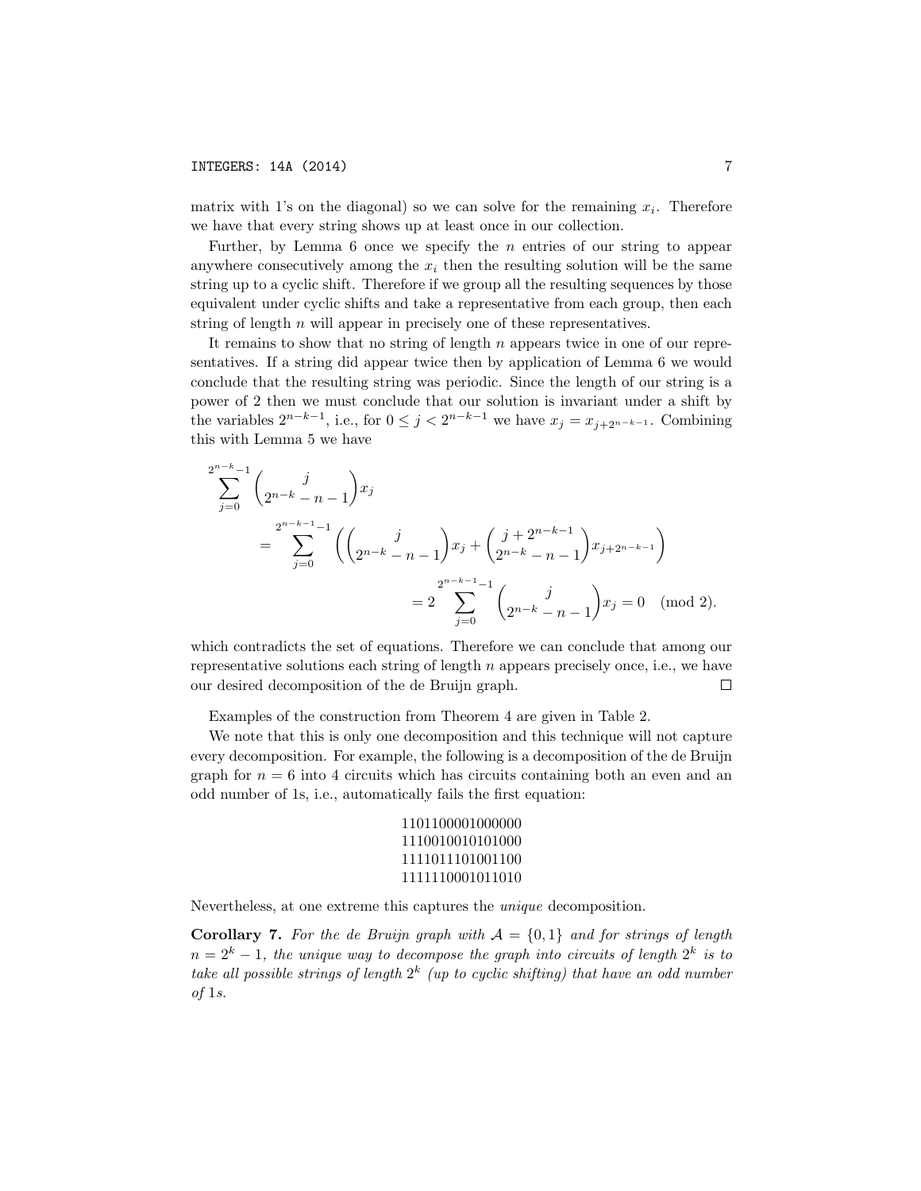matrix with 1's on the diagonal) so we can solve for the remaining $x_i$. Therefore we have that every string shows up at least once in our collection.

Further, by Lemma 6 once we specify the $n$ entries of our string to appear anywhere consecutively among the $x_i$ then the resulting solution will be the same string up to a cyclic shift. Therefore if we group all the resulting sequences by those equivalent under cyclic shifts and take a representative from each group, then each string of length $n$ will appear in precisely one of these representatives.

It remains to show that no string of length $n$ appears twice in one of our representatives. If a string did appear twice then by application of Lemma 6 we would conclude that the resulting string was periodic. Since the length of our string is a power of 2 then we must conclude that our solution is invariant under a shift by the variables $2^{n-k-1}$, i.e., for $0 \le j < 2^{n-k-1}$ we have $x_j = x_{j+2^{n-k-1}}$. Combining this with Lemma 5 we have

$$
\begin{aligned}
\sum_{j=0}^{2^{n-k}-1} & \binom{j}{2^{n-k}-n-1} x_j \\
&= \sum_{j=0}^{2^{n-k-1}-1} \left( \binom{j}{2^{n-k}-n-1} x_j + \binom{j+2^{n-k-1}}{2^{n-k}-n-1} x_{j+2^{n-k-1}} \right) \\
&= 2 \sum_{j=0}^{2^{n-k-1}-1} \binom{j}{2^{n-k}-n-1} x_j = 0 \pmod{2}.
\end{aligned}
$$

which contradicts the set of equations. Therefore we can conclude that among our representative solutions each string of length $n$ appears precisely once, i.e., we have our desired decomposition of the de Bruijn graph. $\square$

Examples of the construction from Theorem 4 are given in Table 2.

We note that this is only one decomposition and this technique will not capture every decomposition. For example, the following is a decomposition of the de Bruijn graph for $n = 6$ into 4 circuits which has circuits containing both an even and an odd number of 1s, i.e., automatically fails the first equation:

1101100001000000
1110010010101000
1111011101001100
1111110001011010

Nevertheless, at one extreme this captures the *unique* decomposition.

**Corollary 7.** *For the de Bruijn graph with $\mathcal{A} = \{0, 1\}$ and for strings of length $n = 2^k - 1$, the unique way to decompose the graph into circuits of length $2^k$ is to take all possible strings of length $2^k$ (up to cyclic shifting) that have an odd number of 1s.*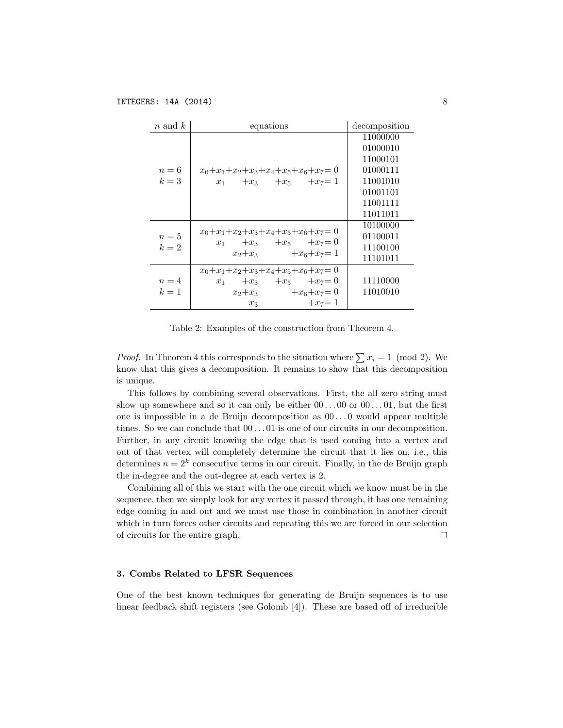| $n$ and $k$ | equations | decomposition |
|---|---|---|
| $n=6$ <br> $k=3$ | $x_0+x_1+x_2+x_3+x_4+x_5+x_6+x_7=0$ <br> $x_1+x_3+x_5+x_7=1$ | 11000000 <br> 01000010 <br> 11000101 <br> 01000111 <br> 11001010 <br> 01001101 <br> 11001111 <br> 11011011 |
| $n=5$ <br> $k=2$ | $x_0+x_1+x_2+x_3+x_4+x_5+x_6+x_7=0$ <br> $x_1+x_3+x_5+x_7=0$ <br> $x_2+x_3+x_6+x_7=1$ | 10100000 <br> 01100011 <br> 11100100 <br> 11101011 |
| $n=4$ <br> $k=1$ | $x_0+x_1+x_2+x_3+x_4+x_5+x_6+x_7=0$ <br> $x_1+x_3+x_5+x_7=0$ <br> $x_2+x_3+x_6+x_7=0$ <br> $x_3+x_7=1$ | 11110000 <br> 11010010 |

Table 2: Examples of the construction from Theorem 4.

*Proof.* In Theorem 4 this corresponds to the situation where $\sum x_i = 1 \pmod 2$. We know that this gives a decomposition. It remains to show that this decomposition is unique.

This follows by combining several observations. First, the all zero string must show up somewhere and so it can only be either $00\ldots00$ or $00\ldots01$, but the first one is impossible in a de Bruijn decomposition as $00\ldots0$ would appear multiple times. So we can conclude that $00\ldots01$ is one of our circuits in our decomposition. Further, in any circuit knowing the edge that is used coming into a vertex and out of that vertex will completely determine the circuit that it lies on, i.e., this determines $n = 2^k$ consecutive terms in our circuit. Finally, in the de Bruijn graph the in-degree and the out-degree at each vertex is 2.

Combining all of this we start with the one circuit which we know must be in the sequence, then we simply look for any vertex it passed through, it has one remaining edge coming in and out and we must use those in combination in another circuit which in turn forces other circuits and repeating this we are forced in our selection of circuits for the entire graph. $\square$

### 3. Combs Related to LFSR Sequences

One of the best known techniques for generating de Bruijn sequences is to use linear feedback shift registers (see Golomb [4]). These are based off of irreducible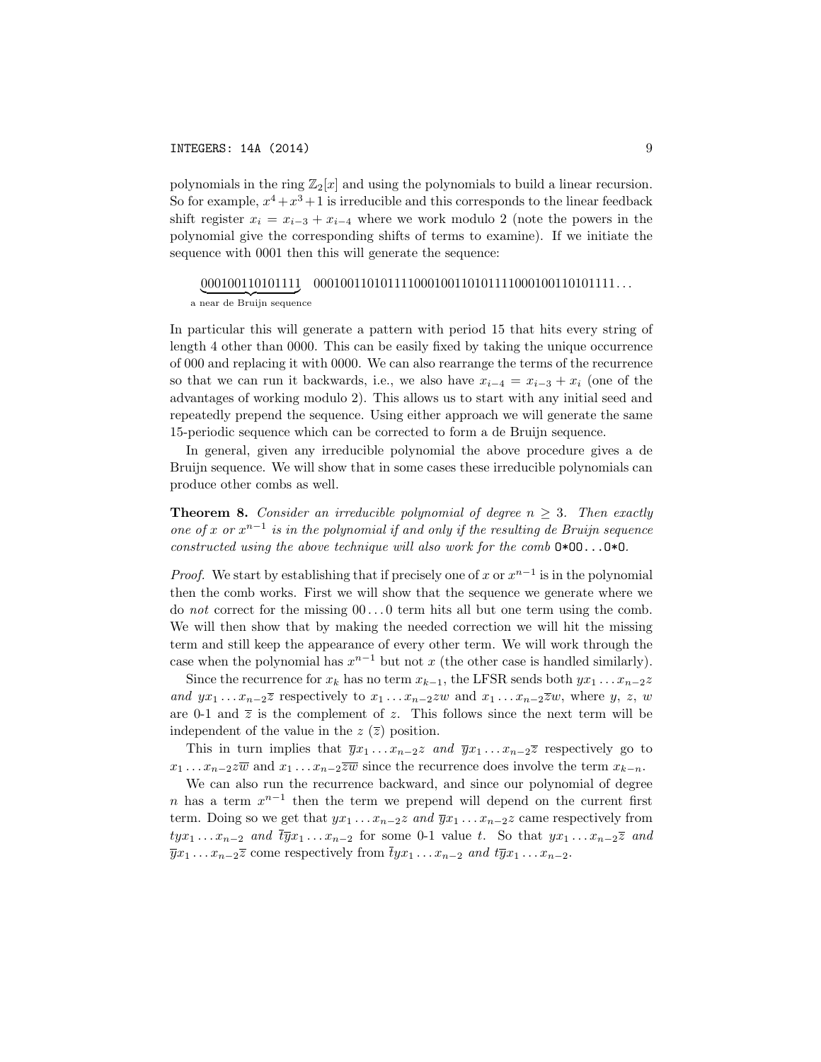polynomials in the ring $\mathbb{Z}_2[x]$ and using the polynomials to build a linear recursion. So for example, $x^4+x^3+1$ is irreducible and this corresponds to the linear feedback shift register $x_i = x_{i-3} + x_{i-4}$ where we work modulo 2 (note the powers in the polynomial give the corresponding shifts of terms to examine). If we initiate the sequence with 0001 then this will generate the sequence:

$$\underbrace{000100110101111}_{\text{a near de Bruijn sequence}}\ 000100110101111000100110101111000100110101111\ldots$$

In particular this will generate a pattern with period 15 that hits every string of length 4 other than 0000. This can be easily fixed by taking the unique occurrence of 000 and replacing it with 0000. We can also rearrange the terms of the recurrence so that we can run it backwards, i.e., we also have $x_{i-4} = x_{i-3} + x_i$ (one of the advantages of working modulo 2). This allows us to start with any initial seed and repeatedly prepend the sequence. Using either approach we will generate the same 15-periodic sequence which can be corrected to form a de Bruijn sequence.

In general, given any irreducible polynomial the above procedure gives a de Bruijn sequence. We will show that in some cases these irreducible polynomials can produce other combs as well.

**Theorem 8.** *Consider an irreducible polynomial of degree $n \geq 3$. Then exactly one of $x$ or $x^{n-1}$ is in the polynomial if and only if the resulting de Bruijn sequence constructed using the above technique will also work for the comb* `0*00...0*0`.

*Proof.* We start by establishing that if precisely one of $x$ or $x^{n-1}$ is in the polynomial then the comb works. First we will show that the sequence we generate where we do *not* correct for the missing $00\ldots0$ term hits all but one term using the comb. We will then show that by making the needed correction we will hit the missing term and still keep the appearance of every other term. We will work through the case when the polynomial has $x^{n-1}$ but not $x$ (the other case is handled similarly).

Since the recurrence for $x_k$ has no term $x_{k-1}$, the LFSR sends both $yx_1\ldots x_{n-2}z$ *and* $yx_1\ldots x_{n-2}\overline{z}$ respectively to $x_1\ldots x_{n-2}zw$ and $x_1\ldots x_{n-2}\overline{z}w$, where $y$, $z$, $w$ are 0-1 and $\overline{z}$ is the complement of $z$. This follows since the next term will be independent of the value in the $z$ ($\overline{z}$) position.

This in turn implies that $\overline{y}x_1\ldots x_{n-2}z$ *and* $\overline{y}x_1\ldots x_{n-2}\overline{z}$ respectively go to $x_1\ldots x_{n-2}z\overline{w}$ and $x_1\ldots x_{n-2}\overline{z}\overline{w}$ since the recurrence does involve the term $x_{k-n}$.

We can also run the recurrence backward, and since our polynomial of degree $n$ has a term $x^{n-1}$ then the term we prepend will depend on the current first term. Doing so we get that $yx_1\ldots x_{n-2}z$ *and* $\overline{y}x_1\ldots x_{n-2}z$ came respectively from $tyx_1\ldots x_{n-2}$ *and* $\overline{t}\overline{y}x_1\ldots x_{n-2}$ for some 0-1 value $t$. So that $yx_1\ldots x_{n-2}\overline{z}$ *and* $\overline{y}x_1\ldots x_{n-2}\overline{z}$ come respectively from $\overline{t}yx_1\ldots x_{n-2}$ *and* $t\overline{y}x_1\ldots x_{n-2}$.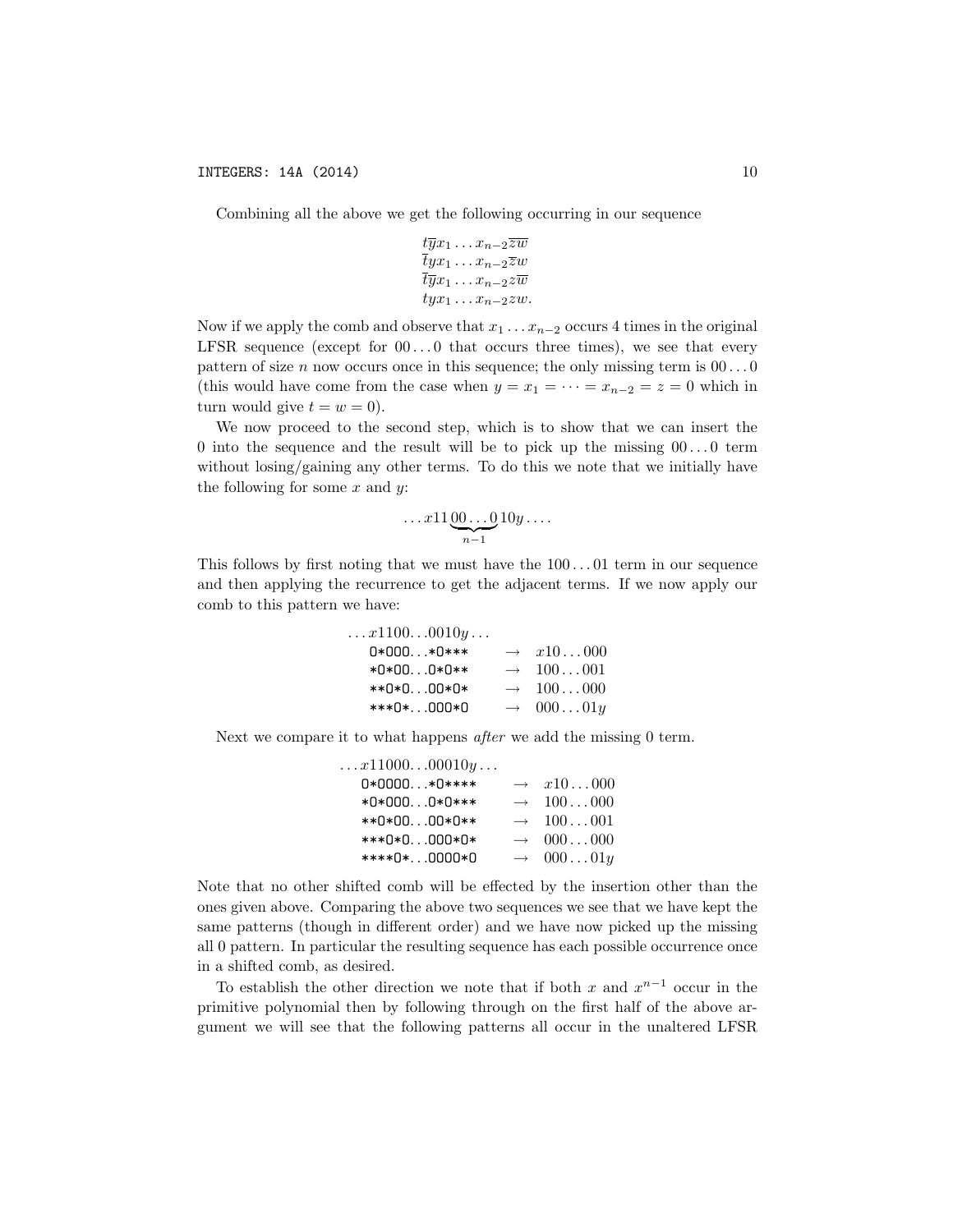Combining all the above we get the following occurring in our sequence

$$
\begin{array}{l}
t\overline{y}x_1\ldots x_{n-2}\overline{z}\overline{w} \\
\overline{t}yx_1\ldots x_{n-2}\overline{z}w \\
\overline{t}\overline{y}x_1\ldots x_{n-2}z\overline{w} \\
tyx_1\ldots x_{n-2}zw.
\end{array}
$$

Now if we apply the comb and observe that $x_1 \ldots x_{n-2}$ occurs 4 times in the original LFSR sequence (except for $00\ldots0$ that occurs three times), we see that every pattern of size $n$ now occurs once in this sequence; the only missing term is $00\ldots0$ (this would have come from the case when $y = x_1 = \cdots = x_{n-2} = z = 0$ which in turn would give $t = w = 0$).

We now proceed to the second step, which is to show that we can insert the 0 into the sequence and the result will be to pick up the missing $00\ldots0$ term without losing/gaining any other terms. To do this we note that we initially have the following for some $x$ and $y$:

$$\ldots x11\underbrace{00\ldots0}_{n-1}10y\ldots.$$

This follows by first noting that we must have the $100\ldots01$ term in our sequence and then applying the recurrence to get the adjacent terms. If we now apply our comb to this pattern we have:

$$
\begin{array}{lcl}
\ldots x1100\ldots0010y\ldots & & \\
\texttt{0*000...*0***} & \rightarrow & x10\ldots000 \\
\texttt{*0*00...0*0**} & \rightarrow & 100\ldots001 \\
\texttt{**0*0...00*0*} & \rightarrow & 100\ldots000 \\
\texttt{***0*...000*0} & \rightarrow & 000\ldots01y
\end{array}
$$

Next we compare it to what happens *after* we add the missing 0 term.

$$
\begin{array}{lcl}
\ldots x11000\ldots00010y\ldots & & \\
\texttt{0*0000...*0****} & \rightarrow & x10\ldots000 \\
\texttt{*0*000...0*0***} & \rightarrow & 100\ldots000 \\
\texttt{**0*00...00*0**} & \rightarrow & 100\ldots001 \\
\texttt{***0*0...000*0*} & \rightarrow & 000\ldots000 \\
\texttt{****0*...0000*0} & \rightarrow & 000\ldots01y
\end{array}
$$

Note that no other shifted comb will be effected by the insertion other than the ones given above. Comparing the above two sequences we see that we have kept the same patterns (though in different order) and we have now picked up the missing all 0 pattern. In particular the resulting sequence has each possible occurrence once in a shifted comb, as desired.

To establish the other direction we note that if both $x$ and $x^{n-1}$ occur in the primitive polynomial then by following through on the first half of the above argument we will see that the following patterns all occur in the unaltered LFSR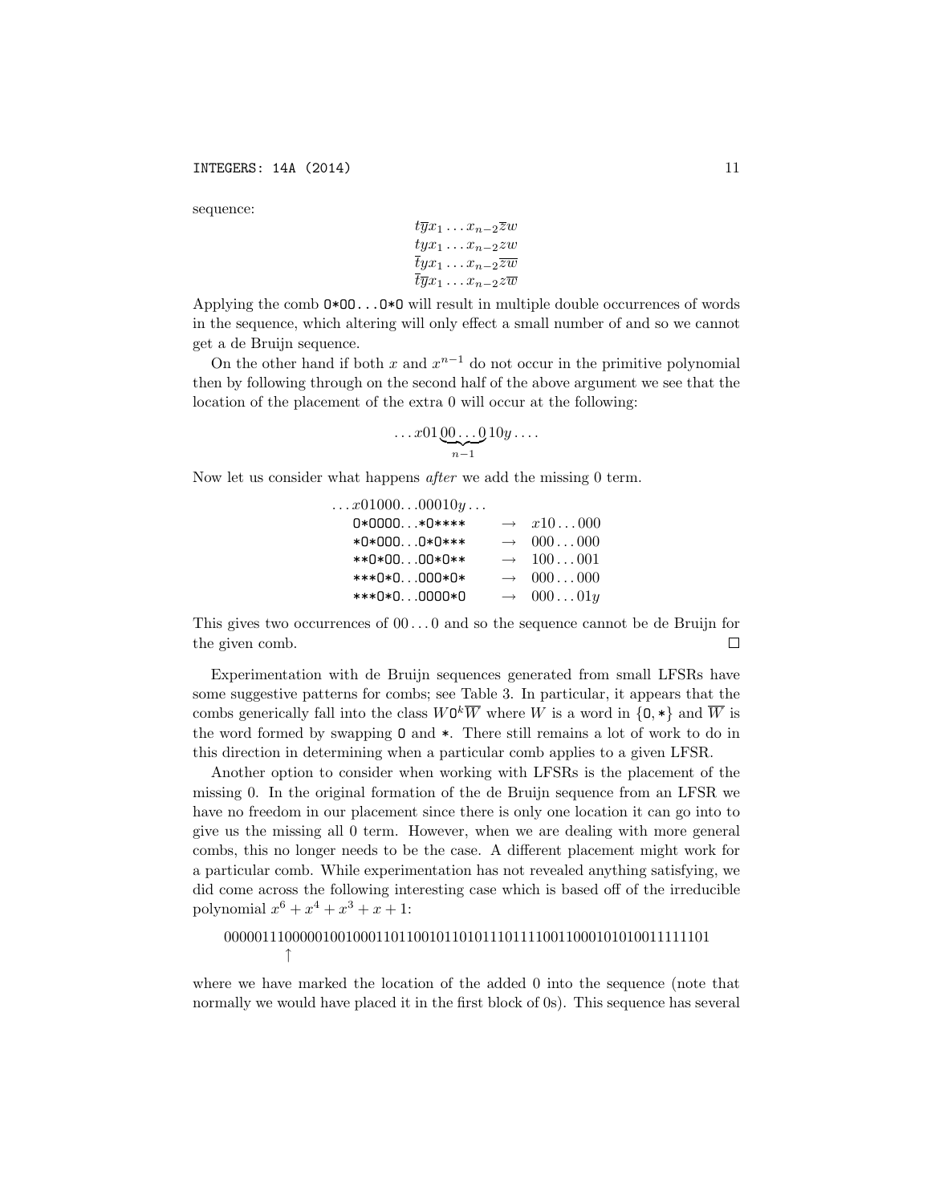sequence:

$$
\begin{array}{c}
t\overline{y}x_1 \ldots x_{n-2}\overline{z}w \\
tyx_1 \ldots x_{n-2}zw \\
\overline{t}yx_1 \ldots x_{n-2}\overline{zw} \\
\overline{ty}x_1 \ldots x_{n-2}z\overline{w}
\end{array}
$$

Applying the comb `0*00...0*0` will result in multiple double occurrences of words in the sequence, which altering will only effect a small number of and so we cannot get a de Bruijn sequence.

On the other hand if both $x$ and $x^{n-1}$ do not occur in the primitive polynomial then by following through on the second half of the above argument we see that the location of the placement of the extra 0 will occur at the following:

$$\ldots x01\underbrace{00\ldots0}_{n-1}10y\ldots.$$

Now let us consider what happens *after* we add the missing 0 term.

| $\ldots x01000\ldots00010y\ldots$ | | |
|---|---|---|
| `0*0000...*0****` | $\rightarrow$ | $x10\ldots000$ |
| `*0*000...0*0***` | $\rightarrow$ | $000\ldots000$ |
| `**0*00...00*0**` | $\rightarrow$ | $100\ldots001$ |
| `***0*0...000*0*` | $\rightarrow$ | $000\ldots000$ |
| `***0*0...0000*0` | $\rightarrow$ | $000\ldots01y$ |

This gives two occurrences of $00\ldots0$ and so the sequence cannot be de Bruijn for the given comb. □

Experimentation with de Bruijn sequences generated from small LFSRs have some suggestive patterns for combs; see Table 3. In particular, it appears that the combs generically fall into the class $W\mathtt{0}^k\overline{W}$ where $W$ is a word in $\{\mathtt{0}, *\}$ and $\overline{W}$ is the word formed by swapping `0` and `*`. There still remains a lot of work to do in this direction in determining when a particular comb applies to a given LFSR.

Another option to consider when working with LFSRs is the placement of the missing 0. In the original formation of the de Bruijn sequence from an LFSR we have no freedom in our placement since there is only one location it can go into to give us the missing all 0 term. However, when we are dealing with more general combs, this no longer needs to be the case. A different placement might work for a particular comb. While experimentation has not revealed anything satisfying, we did come across the following interesting case which is based off of the irreducible polynomial $x^6 + x^4 + x^3 + x + 1$:

0000011100000100100011011001011010111011110011000101010011111101
$\uparrow$

where we have marked the location of the added 0 into the sequence (note that normally we would have placed it in the first block of 0s). This sequence has several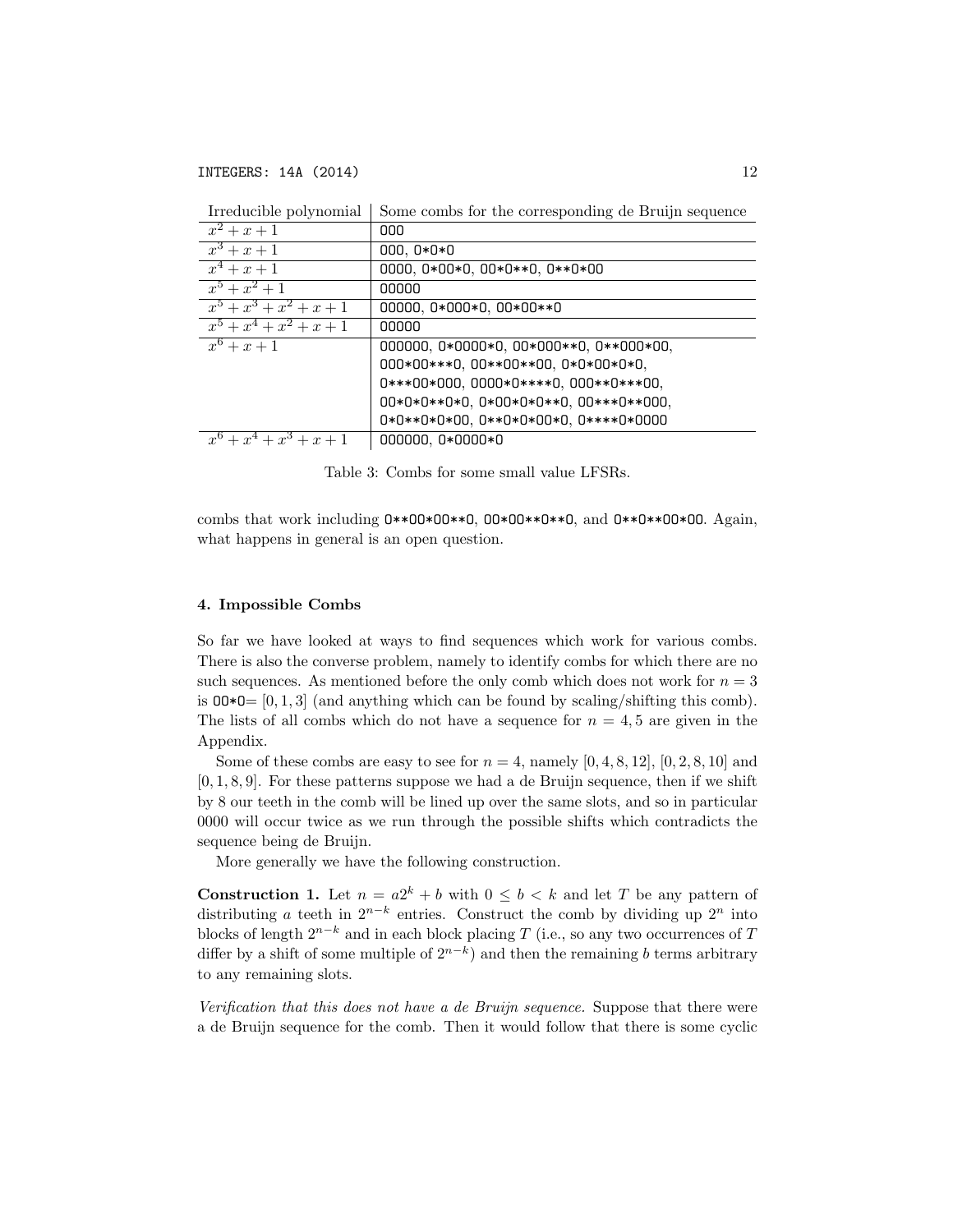| Irreducible polynomial | Some combs for the corresponding de Bruijn sequence |
|---|---|
| $x^2+x+1$ | 000 |
| $x^3+x+1$ | 000, 0*0*0 |
| $x^4+x+1$ | 0000, 0*00*0, 00*0**0, 0**0*00 |
| $x^5+x^2+1$ | 00000 |
| $x^5+x^3+x^2+x+1$ | 00000, 0*000*0, 00*00**0 |
| $x^5+x^4+x^2+x+1$ | 00000 |
| $x^6+x+1$ | 000000, 0*0000*0, 00*000**0, 0**000*00, 000*00***0, 00**00**00, 0*0*00*0*0, 0***00*000, 0000*0****0, 000**0***00, 00*0*0**0*0, 0*00*0*0**0, 00***0**000, 0*0**0*0*00, 0**0*0*00*0, 0****0*0000 |
| $x^6+x^4+x^3+x+1$ | 000000, 0*0000*0 |

Table 3: Combs for some small value LFSRs.

combs that work including 0**00*00**0, 00*00**0**0, and 0**0**00*00. Again, what happens in general is an open question.

## 4. Impossible Combs

So far we have looked at ways to find sequences which work for various combs. There is also the converse problem, namely to identify combs for which there are no such sequences. As mentioned before the only comb which does not work for $n = 3$ is 00*0$= [0, 1, 3]$ (and anything which can be found by scaling/shifting this comb). The lists of all combs which do not have a sequence for $n = 4, 5$ are given in the Appendix.

Some of these combs are easy to see for $n = 4$, namely $[0, 4, 8, 12]$, $[0, 2, 8, 10]$ and $[0, 1, 8, 9]$. For these patterns suppose we had a de Bruijn sequence, then if we shift by 8 our teeth in the comb will be lined up over the same slots, and so in particular 0000 will occur twice as we run through the possible shifts which contradicts the sequence being de Bruijn.

More generally we have the following construction.

**Construction 1.** Let $n = a2^k + b$ with $0 \le b < k$ and let $T$ be any pattern of distributing $a$ teeth in $2^{n-k}$ entries. Construct the comb by dividing up $2^n$ into blocks of length $2^{n-k}$ and in each block placing $T$ (i.e., so any two occurrences of $T$ differ by a shift of some multiple of $2^{n-k}$) and then the remaining $b$ terms arbitrary to any remaining slots.

*Verification that this does not have a de Bruijn sequence.* Suppose that there were a de Bruijn sequence for the comb. Then it would follow that there is some cyclic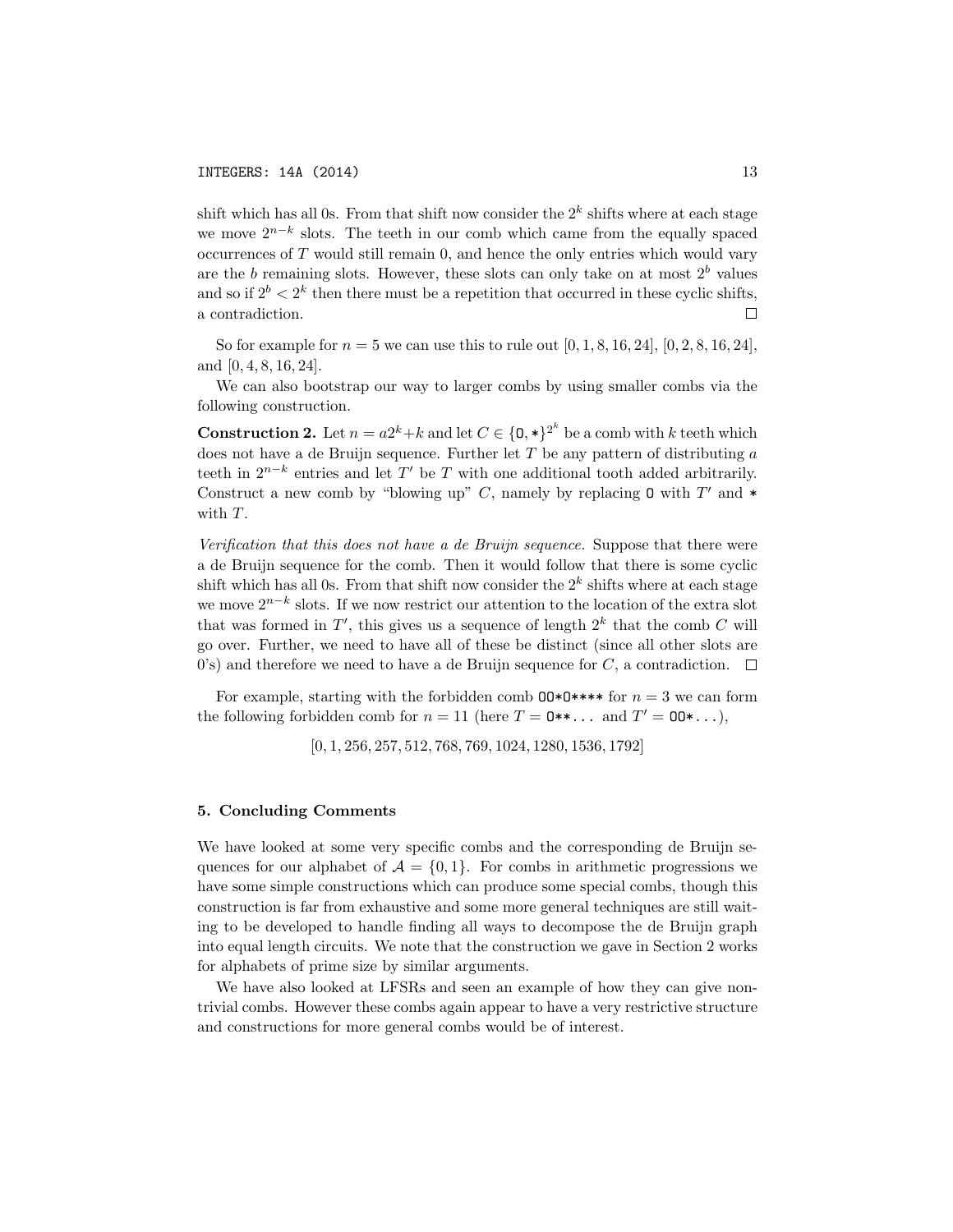shift which has all 0s. From that shift now consider the $2^k$ shifts where at each stage we move $2^{n-k}$ slots. The teeth in our comb which came from the equally spaced occurrences of $T$ would still remain 0, and hence the only entries which would vary are the $b$ remaining slots. However, these slots can only take on at most $2^b$ values and so if $2^b < 2^k$ then there must be a repetition that occurred in these cyclic shifts, a contradiction. □

So for example for $n = 5$ we can use this to rule out $[0, 1, 8, 16, 24]$, $[0, 2, 8, 16, 24]$, and $[0, 4, 8, 16, 24]$.

We can also bootstrap our way to larger combs by using smaller combs via the following construction.

**Construction 2.** Let $n = a2^k + k$ and let $C \in \{\mathtt{0}, *\}^{2^k}$ be a comb with $k$ teeth which does not have a de Bruijn sequence. Further let $T$ be any pattern of distributing $a$ teeth in $2^{n-k}$ entries and let $T'$ be $T$ with one additional tooth added arbitrarily. Construct a new comb by "blowing up" $C$, namely by replacing `0` with $T'$ and $*$ with $T$.

*Verification that this does not have a de Bruijn sequence.* Suppose that there were a de Bruijn sequence for the comb. Then it would follow that there is some cyclic shift which has all 0s. From that shift now consider the $2^k$ shifts where at each stage we move $2^{n-k}$ slots. If we now restrict our attention to the location of the extra slot that was formed in $T'$, this gives us a sequence of length $2^k$ that the comb $C$ will go over. Further, we need to have all of these be distinct (since all other slots are 0's) and therefore we need to have a de Bruijn sequence for $C$, a contradiction. □

For example, starting with the forbidden comb `00*0****` for $n = 3$ we can form the following forbidden comb for $n = 11$ (here $T = $ `0**...` and $T' = $ `00*...`),

$$[0, 1, 256, 257, 512, 768, 769, 1024, 1280, 1536, 1792]$$

## 5. Concluding Comments

We have looked at some very specific combs and the corresponding de Bruijn sequences for our alphabet of $\mathcal{A} = \{0, 1\}$. For combs in arithmetic progressions we have some simple constructions which can produce some special combs, though this construction is far from exhaustive and some more general techniques are still waiting to be developed to handle finding all ways to decompose the de Bruijn graph into equal length circuits. We note that the construction we gave in Section 2 works for alphabets of prime size by similar arguments.

We have also looked at LFSRs and seen an example of how they can give nontrivial combs. However these combs again appear to have a very restrictive structure and constructions for more general combs would be of interest.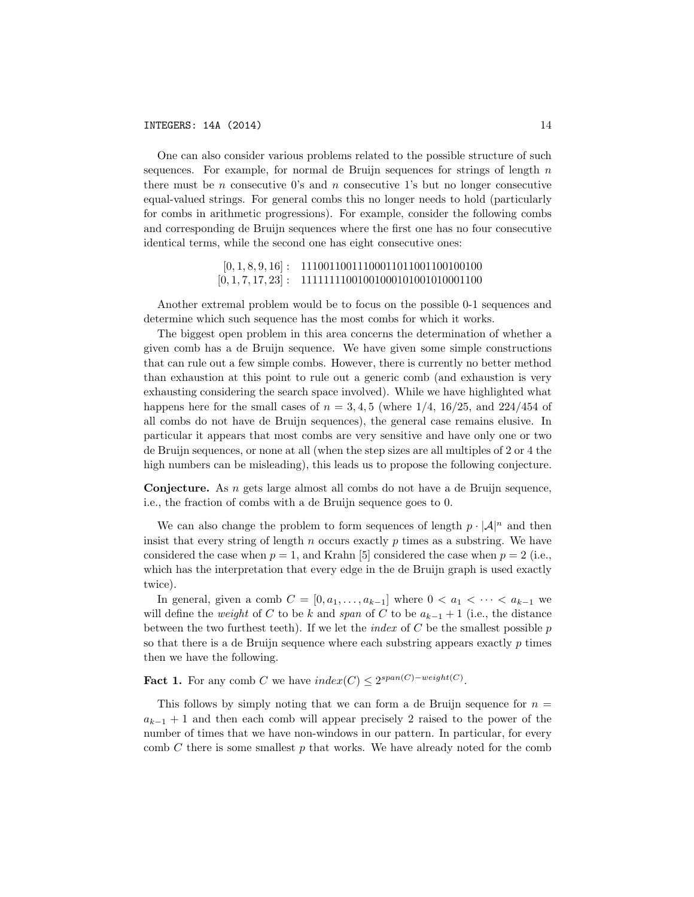One can also consider various problems related to the possible structure of such sequences. For example, for normal de Bruijn sequences for strings of length $n$ there must be $n$ consecutive 0's and $n$ consecutive 1's but no longer consecutive equal-valued strings. For general combs this no longer needs to hold (particularly for combs in arithmetic progressions). For example, consider the following combs and corresponding de Bruijn sequences where the first one has no four consecutive identical terms, while the second one has eight consecutive ones:

$$[0, 1, 8, 9, 16]: \quad 11100110011100011011001100100100$$
$$[0, 1, 7, 17, 23]: \quad 11111111001001000101001010001100$$

Another extremal problem would be to focus on the possible 0-1 sequences and determine which such sequence has the most combs for which it works.

The biggest open problem in this area concerns the determination of whether a given comb has a de Bruijn sequence. We have given some simple constructions that can rule out a few simple combs. However, there is currently no better method than exhaustion at this point to rule out a generic comb (and exhaustion is very exhausting considering the search space involved). While we have highlighted what happens here for the small cases of $n = 3, 4, 5$ (where 1/4, 16/25, and 224/454 of all combs do not have de Bruijn sequences), the general case remains elusive. In particular it appears that most combs are very sensitive and have only one or two de Bruijn sequences, or none at all (when the step sizes are all multiples of 2 or 4 the high numbers can be misleading), this leads us to propose the following conjecture.

**Conjecture.** As $n$ gets large almost all combs do not have a de Bruijn sequence, i.e., the fraction of combs with a de Bruijn sequence goes to 0.

We can also change the problem to form sequences of length $p \cdot |\mathcal{A}|^n$ and then insist that every string of length $n$ occurs exactly $p$ times as a substring. We have considered the case when $p = 1$, and Krahn [5] considered the case when $p = 2$ (i.e., which has the interpretation that every edge in the de Bruijn graph is used exactly twice).

In general, given a comb $C = [0, a_1, \ldots, a_{k-1}]$ where $0 < a_1 < \cdots < a_{k-1}$ we will define the *weight* of $C$ to be $k$ and *span* of $C$ to be $a_{k-1} + 1$ (i.e., the distance between the two furthest teeth). If we let the *index* of $C$ be the smallest possible $p$ so that there is a de Bruijn sequence where each substring appears exactly $p$ times then we have the following.

**Fact 1.** For any comb $C$ we have $index(C) \le 2^{span(C) - weight(C)}$.

This follows by simply noting that we can form a de Bruijn sequence for $n = a_{k-1} + 1$ and then each comb will appear precisely 2 raised to the power of the number of times that we have non-windows in our pattern. In particular, for every comb $C$ there is some smallest $p$ that works. We have already noted for the comb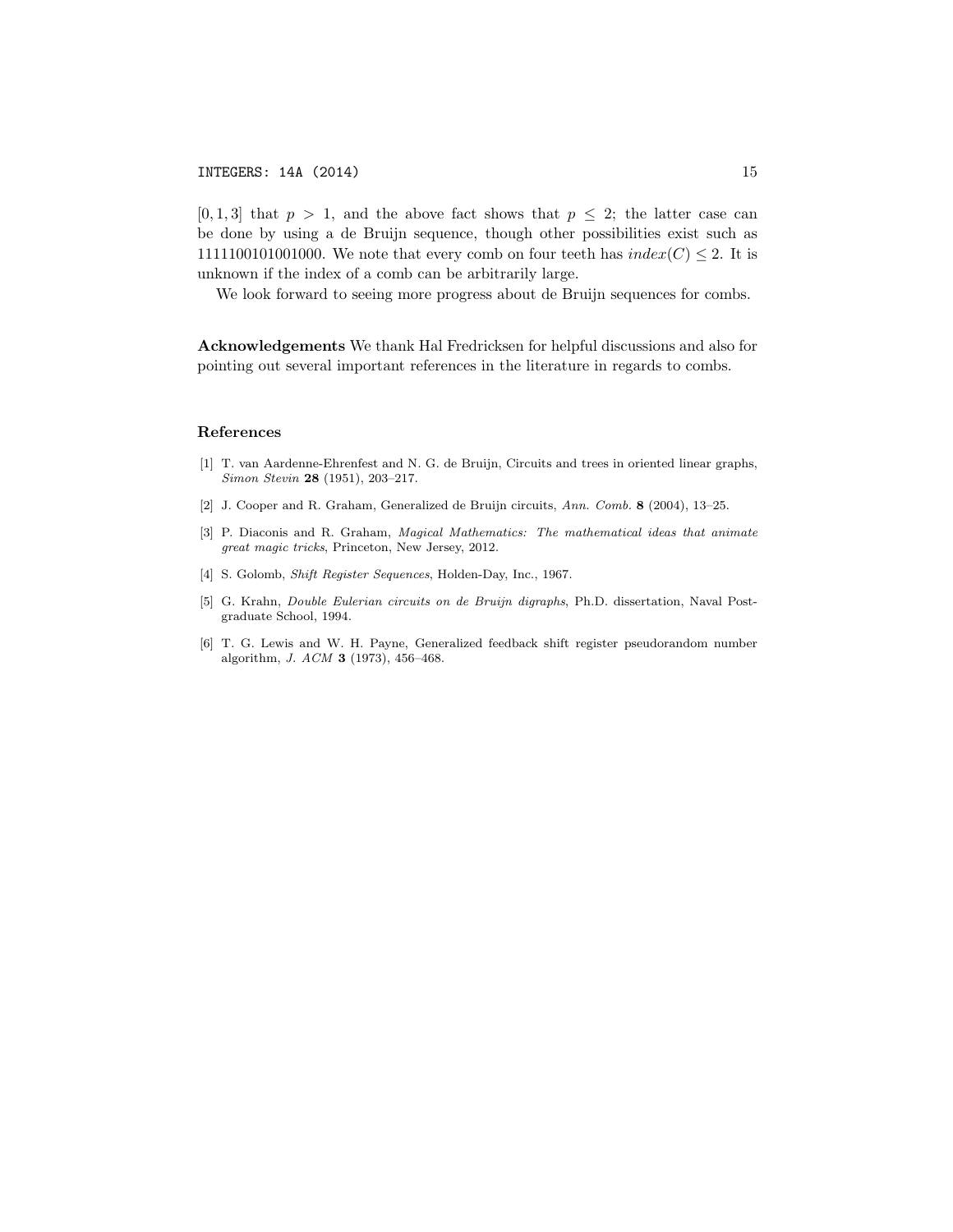$[0, 1, 3]$ that $p > 1$, and the above fact shows that $p \leq 2$; the latter case can be done by using a de Bruijn sequence, though other possibilities exist such as 1111100101001000. We note that every comb on four teeth has $index(C) \leq 2$. It is unknown if the index of a comb can be arbitrarily large.

We look forward to seeing more progress about de Bruijn sequences for combs.

**Acknowledgements** We thank Hal Fredricksen for helpful discussions and also for pointing out several important references in the literature in regards to combs.

## References

[1] T. van Aardenne-Ehrenfest and N. G. de Bruijn, Circuits and trees in oriented linear graphs, *Simon Stevin* **28** (1951), 203–217.

[2] J. Cooper and R. Graham, Generalized de Bruijn circuits, *Ann. Comb.* **8** (2004), 13–25.

[3] P. Diaconis and R. Graham, *Magical Mathematics: The mathematical ideas that animate great magic tricks*, Princeton, New Jersey, 2012.

[4] S. Golomb, *Shift Register Sequences*, Holden-Day, Inc., 1967.

[5] G. Krahn, *Double Eulerian circuits on de Bruijn digraphs*, Ph.D. dissertation, Naval Postgraduate School, 1994.

[6] T. G. Lewis and W. H. Payne, Generalized feedback shift register pseudorandom number algorithm, *J. ACM* **3** (1973), 456–468.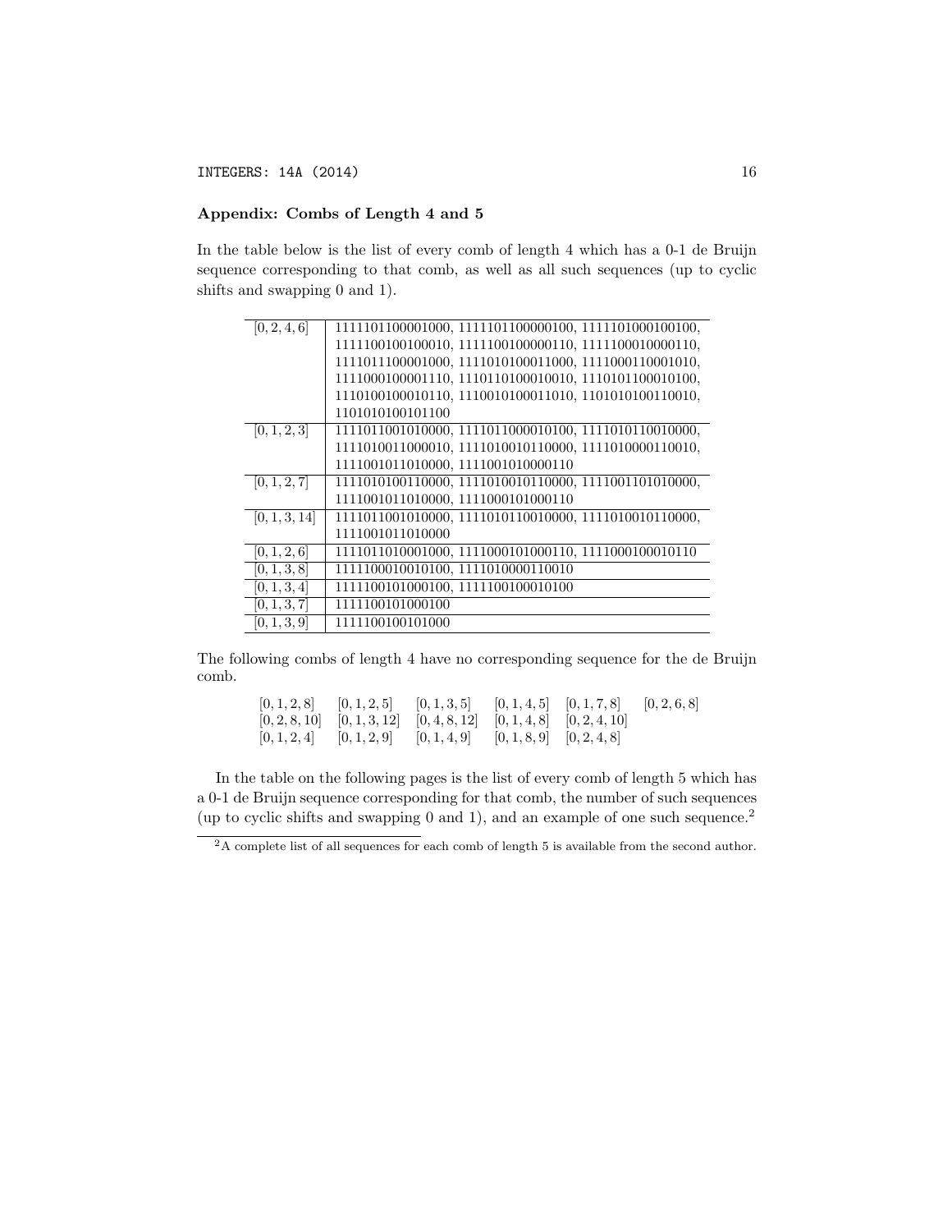### Appendix: Combs of Length 4 and 5

In the table below is the list of every comb of length 4 which has a 0-1 de Bruijn sequence corresponding to that comb, as well as all such sequences (up to cyclic shifts and swapping 0 and 1).

| Comb | Sequences |
|---|---|
| $[0, 2, 4, 6]$ | 1111101100001000, 1111101100000100, 1111101000100100, 1111100100100010, 1111100100000110, 1111100010000110, 1111011100001000, 1111010100011000, 1111000110001010, 1111000100001110, 1110110100010010, 1110101100010100, 1110100100010110, 1110010100011010, 1101010100110010, 1101010100101100 |
| $[0, 1, 2, 3]$ | 1111011001010000, 1111011000010100, 1111010110010000, 1111010011000010, 1111010010110000, 1111010000110010, 1111001011010000, 1111001010000110 |
| $[0, 1, 2, 7]$ | 1111010100110000, 1111010010110000, 1111001101010000, 1111001011010000, 1111000101000110 |
| $[0, 1, 3, 14]$ | 1111011001010000, 1111010110010000, 1111010010110000, 1111001011010000 |
| $[0, 1, 2, 6]$ | 1111011010001000, 1111000101000110, 1111000100010110 |
| $[0, 1, 3, 8]$ | 1111100010010100, 1111010000110010 |
| $[0, 1, 3, 4]$ | 1111100101000100, 1111100100010100 |
| $[0, 1, 3, 7]$ | 1111100101000100 |
| $[0, 1, 3, 9]$ | 1111100100101000 |

The following combs of length 4 have no corresponding sequence for the de Bruijn comb.

| | | | | | |
|---|---|---|---|---|---|
| $[0, 1, 2, 8]$ | $[0, 1, 2, 5]$ | $[0, 1, 3, 5]$ | $[0, 1, 4, 5]$ | $[0, 1, 7, 8]$ | $[0, 2, 6, 8]$ |
| $[0, 2, 8, 10]$ | $[0, 1, 3, 12]$ | $[0, 4, 8, 12]$ | $[0, 1, 4, 8]$ | $[0, 2, 4, 10]$ | |
| $[0, 1, 2, 4]$ | $[0, 1, 2, 9]$ | $[0, 1, 4, 9]$ | $[0, 1, 8, 9]$ | $[0, 2, 4, 8]$ | |

In the table on the following pages is the list of every comb of length 5 which has a 0-1 de Bruijn sequence corresponding for that comb, the number of such sequences (up to cyclic shifts and swapping 0 and 1), and an example of one such sequence.[2]

[2] A complete list of all sequences for each comb of length 5 is available from the second author.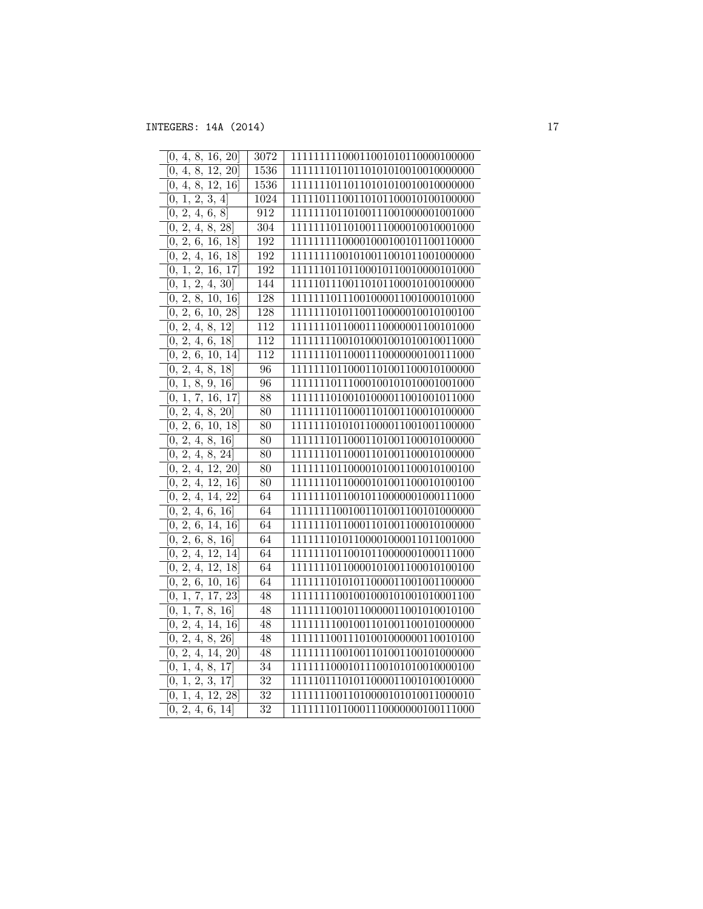| [0, 4, 8, 16, 20] | 3072 | 11111111100011001010110000100000 |
|---|---|---|
| [0, 4, 8, 12, 20] | 1536 | 11111110110110101010010010000000 |
| [0, 4, 8, 12, 16] | 1536 | 11111110110110101010010010000000 |
| [0, 1, 2, 3, 4] | 1024 | 11110111001101011000101001000000 |
| [0, 2, 4, 6, 8] | 912 | 11111110110100111001000001001000 |
| [0, 2, 4, 8, 28] | 304 | 11111110110100111000010010001000 |
| [0, 2, 6, 16, 18] | 192 | 11111111000010001001011001100000 |
| [0, 2, 4, 16, 18] | 192 | 11111111001010011001011001000000 |
| [0, 1, 2, 16, 17] | 192 | 11111101101100010110010000101000 |
| [0, 1, 2, 4, 30] | 144 | 11110111001101011000101001000000 |
| [0, 2, 8, 10, 16] | 128 | 11111110111001000011001000101000 |
| [0, 2, 6, 10, 28] | 128 | 11111110101100110000010010100100 |
| [0, 2, 4, 8, 12] | 112 | 11111110110001110000001100101000 |
| [0, 2, 4, 6, 18] | 112 | 11111111001010001001010010011000 |
| [0, 2, 6, 10, 14] | 112 | 11111110110001110000000100111000 |
| [0, 2, 4, 8, 18] | 96 | 11111110110001101001100010100000 |
| [0, 1, 8, 9, 16] | 96 | 11111110111000100101010001001000 |
| [0, 1, 7, 16, 17] | 88 | 11111110100101000011001001011000 |
| [0, 2, 4, 8, 20] | 80 | 11111110110001101001100010100000 |
| [0, 2, 6, 10, 18] | 80 | 11111110101011000011001001100000 |
| [0, 2, 4, 8, 16] | 80 | 11111110110001101001100010100000 |
| [0, 2, 4, 8, 24] | 80 | 11111110110001101001100010100000 |
| [0, 2, 4, 12, 20] | 80 | 11111110110000101001100010100100 |
| [0, 2, 4, 12, 16] | 80 | 11111110110000101001100010100100 |
| [0, 2, 4, 14, 22] | 64 | 11111110110010110000001000111000 |
| [0, 2, 4, 6, 16] | 64 | 11111111001001101001100101000000 |
| [0, 2, 6, 14, 16] | 64 | 11111110110001101001100010100000 |
| [0, 2, 6, 8, 16] | 64 | 11111110101100001000011011001000 |
| [0, 2, 4, 12, 14] | 64 | 11111110110010110000001000111000 |
| [0, 2, 4, 12, 18] | 64 | 11111110110000101001100010100100 |
| [0, 2, 6, 10, 16] | 64 | 11111110101011000011001001100000 |
| [0, 1, 7, 17, 23] | 48 | 11111111001001000101001010001100 |
| [0, 1, 7, 8, 16] | 48 | 11111110010110000011001010010100 |
| [0, 2, 4, 14, 16] | 48 | 11111111001001101001100101000000 |
| [0, 2, 4, 8, 26] | 48 | 11111110011101001000000110010100 |
| [0, 2, 4, 14, 20] | 48 | 11111111001001101001100101000000 |
| [0, 1, 4, 8, 17] | 34 | 11111110001011100101010010000100 |
| [0, 1, 2, 3, 17] | 32 | 11110111010110000110010100100000 |
| [0, 1, 4, 12, 28] | 32 | 11111110011010000101010011000010 |
| [0, 2, 4, 6, 14] | 32 | 11111110110001110000000100111000 |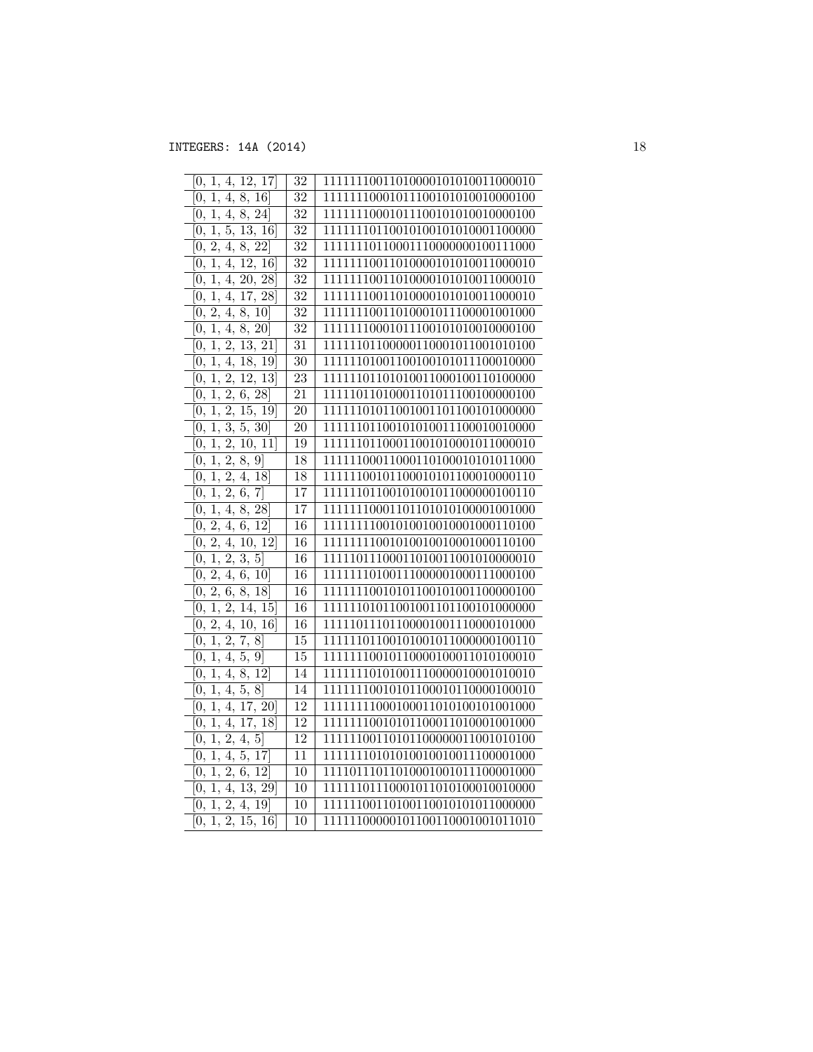| [0, 1, 4, 12, 17] | 32 | 11111110011010000101010011000010 |
|---|---|---|
| [0, 1, 4, 8, 16] | 32 | 11111110001011100101010010000100 |
| [0, 1, 4, 8, 24] | 32 | 11111110001011100101010010000100 |
| [0, 1, 5, 13, 16] | 32 | 11111110110010100101010001100000 |
| [0, 2, 4, 8, 22] | 32 | 11111110110001110000000100111000 |
| [0, 1, 4, 12, 16] | 32 | 11111110011010000101010011000010 |
| [0, 1, 4, 20, 28] | 32 | 11111110011010000101010011000010 |
| [0, 1, 4, 17, 28] | 32 | 11111110011010000101010011000010 |
| [0, 2, 4, 8, 10] | 32 | 11111110011010001011100001001000 |
| [0, 1, 4, 8, 20] | 32 | 11111110001011100101010010000100 |
| [0, 1, 2, 13, 21] | 31 | 11111101100000110001011001010100 |
| [0, 1, 4, 18, 19] | 30 | 11111101001100100101011100010000 |
| [0, 1, 2, 12, 13] | 23 | 11111101101010011000100110100000 |
| [0, 1, 2, 6, 28] | 21 | 11111011010001101011100100000100 |
| [0, 1, 2, 15, 19] | 20 | 11111101011001001101100101000000 |
| [0, 1, 3, 5, 30] | 20 | 11111101100101010011100010010000 |
| [0, 1, 2, 10, 11] | 19 | 11111101100011001010001011000010 |
| [0, 1, 2, 8, 9] | 18 | 11111100011000110100010101011000 |
| [0, 1, 2, 4, 18] | 18 | 11111100101100010101100010000110 |
| [0, 1, 2, 6, 7] | 17 | 11111101100101001011000000100110 |
| [0, 1, 4, 8, 28] | 17 | 11111110001101101010100001001000 |
| [0, 2, 4, 6, 12] | 16 | 11111111001010010010001000110100 |
| [0, 2, 4, 10, 12] | 16 | 11111111001010010010001000110100 |
| [0, 1, 2, 3, 5] | 16 | 11111011100011010011001010000010 |
| [0, 2, 4, 6, 10] | 16 | 11111110100111000001000111000100 |
| [0, 2, 6, 8, 18] | 16 | 11111110010101100101001100000100 |
| [0, 1, 2, 14, 15] | 16 | 11111101011001001101100101000000 |
| [0, 2, 4, 10, 16] | 16 | 11111011101100001001110000101000 |
| [0, 1, 2, 7, 8] | 15 | 11111101100101001011000000100110 |
| [0, 1, 4, 5, 9] | 15 | 11111110010110000100011010100010 |
| [0, 1, 4, 8, 12] | 14 | 11111110101001110000010001010010 |
| [0, 1, 4, 5, 8] | 14 | 11111110010101100010110000100010 |
| [0, 1, 4, 17, 20] | 12 | 11111111000100011010100101001000 |
| [0, 1, 4, 17, 18] | 12 | 11111110010101100011010001001000 |
| [0, 1, 2, 4, 5] | 12 | 11111100110101100000011001010100 |
| [0, 1, 4, 5, 17] | 11 | 11111110101010010010011100001000 |
| [0, 1, 2, 6, 12] | 10 | 11110111011010001001011100001000 |
| [0, 1, 4, 13, 29] | 10 | 11111101110001011010100010010000 |
| [0, 1, 2, 4, 19] | 10 | 11111100110100110010101011000000 |
| [0, 1, 2, 15, 16] | 10 | 11111100000101100110001001011010 |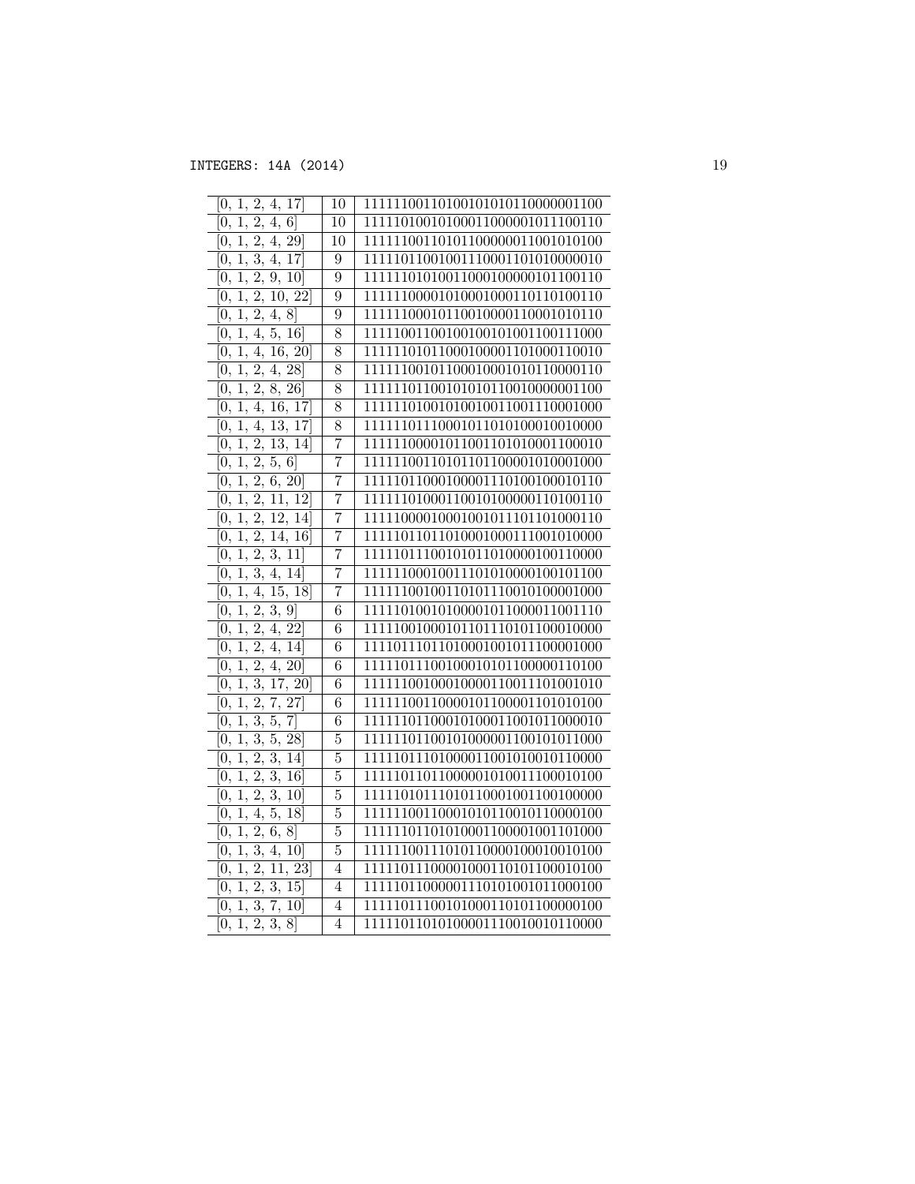| | | |
|---|---|---|
| [0, 1, 2, 4, 17] | 10 | 111111001101001010101100000001100 |
| [0, 1, 2, 4, 6] | 10 | 111110100101000110000001011100110 |
| [0, 1, 2, 4, 29] | 10 | 111111001101011000000011001010100 |
| [0, 1, 3, 4, 17] | 9 | 111110110010011100011010100000010 |
| [0, 1, 2, 9, 10] | 9 | 111110101001100010000010110011 0 |
| [0, 1, 2, 10, 22] | 9 | 111111000010100010001101101001 10 |
| [0, 1, 2, 4, 8] | 9 | 111111000101100100001100010101 10 |
| [0, 1, 4, 5, 16] | 8 | 111110011001001001010011001110 00 |
| [0, 1, 4, 16, 20] | 8 | 111110101100010000110100011001 0 |
| [0, 1, 2, 4, 28] | 8 | 111111001011000100010101100001 10 |
| [0, 1, 2, 8, 26] | 8 | 111110110010101011001000000011 00 |
| [0, 1, 4, 16, 17] | 8 | 111110100101001001100111000100 00 |
| [0, 1, 4, 13, 17] | 8 | 111110111000101101010001001000 0 |
| [0, 1, 2, 13, 14] | 7 | 111111000010110011010100011000 10 |
| [0, 1, 2, 5, 6] | 7 | 111111001101011011000010100010 00 |
| [0, 1, 2, 6, 20] | 7 | 111110110001000011101001000101 10 |
| [0, 1, 2, 11, 12] | 7 | 111110100011001010000001101001 10 |
| [0, 1, 2, 12, 14] | 7 | 111110000100010010111011010001 10 |
| [0, 1, 2, 14, 16] | 7 | 111110110110100010001110010100 00 |
| [0, 1, 2, 3, 11] | 7 | 111110111001010110100001001100 00 |
| [0, 1, 3, 4, 14] | 7 | 111111000100111010100001001011 00 |
| [0, 1, 4, 15, 18] | 7 | 111111001001101011100101000010 00 |
| [0, 1, 2, 3, 9] | 6 | 111110100101000010110000110011 10 |
| [0, 1, 2, 4, 22] | 6 | 111110010001011011101011000100 00 |
| [0, 1, 2, 4, 14] | 6 | 111011101101000100101110000100 0 |
| [0, 1, 2, 4, 20] | 6 | 111110111001000101011000001101 00 |
| [0, 1, 3, 17, 20] | 6 | 111111001000100001100111010010 10 |
| [0, 1, 2, 7, 27] | 6 | 111111001100001011000011010101 00 |
| [0, 1, 3, 5, 7] | 6 | 111110110001010001100101100000 10 |
| [0, 1, 3, 5, 28] | 5 | 111110110010100000110010101100 0 |
| [0, 1, 2, 3, 14] | 5 | 111110111010000110010100101100 00 |
| [0, 1, 2, 3, 16] | 5 | 111110110110000010100111000101 00 |
| [0, 1, 2, 3, 10] | 5 | 111110101110101100010011001000 00 |
| [0, 1, 4, 5, 18] | 5 | 111111001100010101100101100001 00 |
| [0, 1, 2, 6, 8] | 5 | 111110110101000110000100110100 0 |
| [0, 1, 3, 4, 10] | 5 | 111111001110101100001000100101 00 |
| [0, 1, 2, 11, 23] | 4 | 111110111000010001101011000101 00 |
| [0, 1, 2, 3, 15] | 4 | 111110110000011101010010110001 00 |
| [0, 1, 3, 7, 10] | 4 | 111110111001010001101011000001 00 |
| [0, 1, 2, 3, 8] | 4 | 111110110101000011100100101100 00 |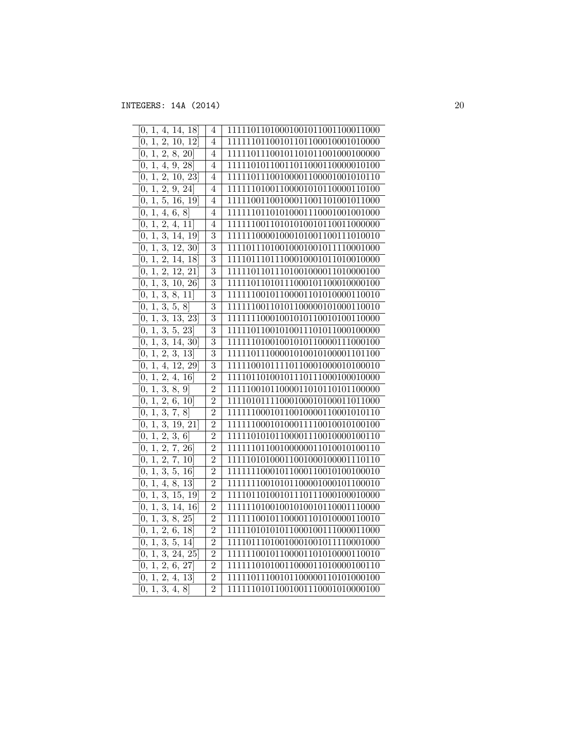| | | |
|---|---|---|
| [0, 1, 4, 14, 18] | 4 | 111110110100010010110011000110000 |
| [0, 1, 2, 10, 12] | 4 | 111111011001011011000100010100000 |
| [0, 1, 2, 8, 20] | 4 | 111110111001011010110010001000000 |
| [0, 1, 4, 9, 28] | 4 | 111110101100110110001100000101000 |
| [0, 1, 2, 10, 23] | 4 | 111110111001000011000010010101100 |
| [0, 1, 2, 9, 24] | 4 | 111111010011000010101100001101000 |
| [0, 1, 5, 16, 19] | 4 | 111110011001000110011010010110000 |
| [0, 1, 4, 6, 8] | 4 | 111111011010100011100010010010000 |
| [0, 1, 2, 4, 11] | 4 | 111111001101010100101100110000000 |
| [0, 1, 3, 14, 19] | 3 | 111111000010001010011001110100100 |
| [0, 1, 3, 12, 30] | 3 | 111011101001000100101111000100000 |
| [0, 1, 2, 14, 18] | 3 | 111011101110001000101101001000000 |
| [0, 1, 2, 12, 21] | 3 | 111110110111010010000110100001000 |
| [0, 1, 3, 10, 26] | 3 | 111110110101110001011000100001000 |
| [0, 1, 3, 8, 11] | 3 | 111111001011000011010100001100100 |
| [0, 1, 3, 5, 8] | 3 | 111111001101011000001010001100100 |
| [0, 1, 3, 13, 23] | 3 | 111111100010010101100101001100000 |
| [0, 1, 3, 5, 23] | 3 | 111110110010100111010110001000000 |
| [0, 1, 3, 14, 30] | 3 | 111111010010010101100001110001000 |
| [0, 1, 2, 3, 13] | 3 | 111110111000010100101000011011000 |
| [0, 1, 4, 12, 29] | 3 | 111110010111101100010000101000100 |
| [0, 1, 2, 4, 16] | 2 | 111011010010111011100010001000000 |
| [0, 1, 3, 8, 9] | 2 | 111110010110000110101101011000000 |
| [0, 1, 2, 6, 10] | 2 | 111010111100010001010001101100000 |
| [0, 1, 3, 7, 8] | 2 | 111111000101100100001100010101100 |
| [0, 1, 3, 19, 21] | 2 | 111111000101000111100100101001000 |
| [0, 1, 2, 3, 6] | 2 | 111110101011000011100100001001100 |
| [0, 1, 2, 7, 26] | 2 | 111111011001000000110100101001100 |
| [0, 1, 2, 7, 10] | 2 | 111110101000110010001000011101100 |
| [0, 1, 3, 5, 16] | 2 | 111111100010110001100101001000100 |
| [0, 1, 4, 8, 13] | 2 | 111111100101011000010001011000100 |
| [0, 1, 3, 15, 19] | 2 | 111011010010111011100010001000000 |
| [0, 1, 3, 14, 16] | 2 | 111111010010010100101100011100000 |
| [0, 1, 3, 8, 25] | 2 | 111111001011000011010100001100100 |
| [0, 1, 2, 6, 18] | 2 | 111110101010110001001110000110000 |
| [0, 1, 3, 5, 14] | 2 | 111011101001000100101111000100000 |
| [0, 1, 3, 24, 25] | 2 | 111111001011000011010100001100100 |
| [0, 1, 2, 6, 27] | 2 | 111111010100110000110100001001100 |
| [0, 1, 2, 4, 13] | 2 | 111110111001011000001101010001000 |
| [0, 1, 3, 4, 8] | 2 | 111111010110010011100010100001000 |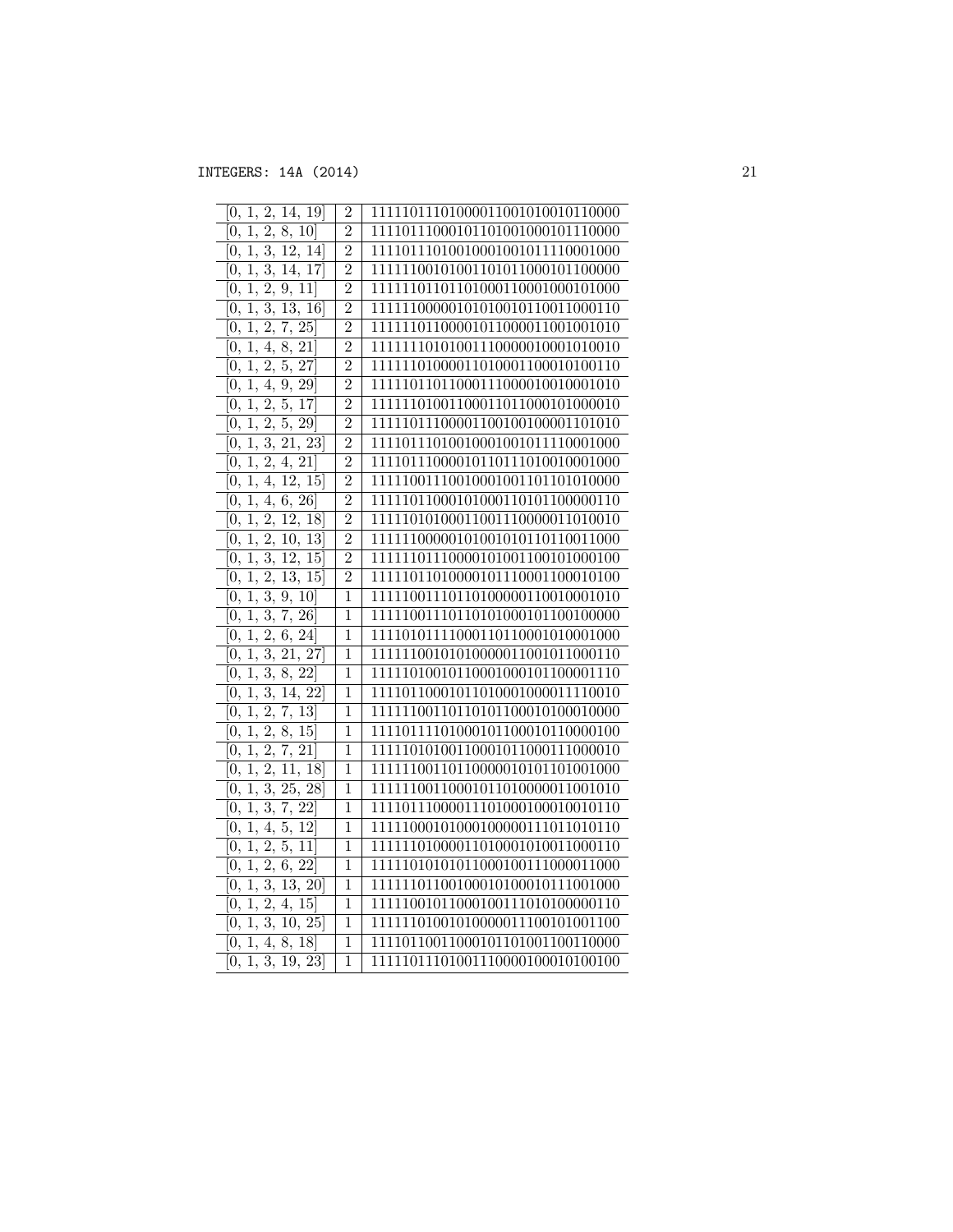| | | |
|---|---|---|
| [0, 1, 2, 14, 19] | 2 | 11110111010000110010100101100000 |
| [0, 1, 2, 8, 10] | 2 | 11110111000101101001000101110000 |
| [0, 1, 3, 12, 14] | 2 | 11110111010010001001011110001000 |
| [0, 1, 3, 14, 17] | 2 | 11111100101001101011000101100000 |
| [0, 1, 2, 9, 11] | 2 | 11111101101101000110001000101000 |
| [0, 1, 3, 13, 16] | 2 | 11111100000101010010110011000110 |
| [0, 1, 2, 7, 25] | 2 | 11111101100001011000011001001010 |
| [0, 1, 4, 8, 21] | 2 | 11111110101001110000010001010010 |
| [0, 1, 2, 5, 27] | 2 | 11111101000011010001100010100110 |
| [0, 1, 4, 9, 29] | 2 | 11111011011000111000010010001010 |
| [0, 1, 2, 5, 17] | 2 | 11111101001100011011000101000010 |
| [0, 1, 2, 5, 29] | 2 | 11111011100001100100100001101010 |
| [0, 1, 3, 21, 23] | 2 | 11110111010010001001011110001000 |
| [0, 1, 2, 4, 21] | 2 | 11110111000010110111010010001000 |
| [0, 1, 4, 12, 15] | 2 | 11111001110010001001101101010000 |
| [0, 1, 4, 6, 26] | 2 | 11111011000101000110101100000110 |
| [0, 1, 2, 12, 18] | 2 | 11111010100011001110000011010010 |
| [0, 1, 2, 10, 13] | 2 | 11111100000101001010110110011000 |
| [0, 1, 3, 12, 15] | 2 | 11111101110000101001100101000100 |
| [0, 1, 2, 13, 15] | 2 | 11111011010000101110001100010100 |
| [0, 1, 3, 9, 10] | 1 | 11111001110110100000110010001010 |
| [0, 1, 3, 7, 26] | 1 | 11111001110110101000101100100000 |
| [0, 1, 2, 6, 24] | 1 | 11110101111000110110001010001000 |
| [0, 1, 3, 21, 27] | 1 | 11111100101010000011001011000110 |
| [0, 1, 3, 8, 22] | 1 | 11111010010110001000101100001110 |
| [0, 1, 3, 14, 22] | 1 | 11110110001011010001000011110010 |
| [0, 1, 2, 7, 13] | 1 | 11111100110110101100010100010000 |
| [0, 1, 2, 8, 15] | 1 | 11110111101000101100010110000100 |
| [0, 1, 2, 7, 21] | 1 | 11111010100110001011000111000010 |
| [0, 1, 2, 11, 18] | 1 | 11111100110110000010101101001000 |
| [0, 1, 3, 25, 28] | 1 | 11111100110001011010000011001010 |
| [0, 1, 3, 7, 22] | 1 | 11110111000011101000100010010110 |
| [0, 1, 4, 5, 12] | 1 | 11111000101000100000111011010110 |
| [0, 1, 2, 5, 11] | 1 | 11111101000011010001010011000110 |
| [0, 1, 2, 6, 22] | 1 | 11111010101011000100111000011000 |
| [0, 1, 3, 13, 20] | 1 | 11111101100100010100010111001000 |
| [0, 1, 2, 4, 15] | 1 | 11111001011000100111010100000110 |
| [0, 1, 3, 10, 25] | 1 | 11111101001010000011100101001100 |
| [0, 1, 4, 8, 18] | 1 | 11110110011000101101001100110000 |
| [0, 1, 3, 19, 23] | 1 | 11111011101001110000100010100100 |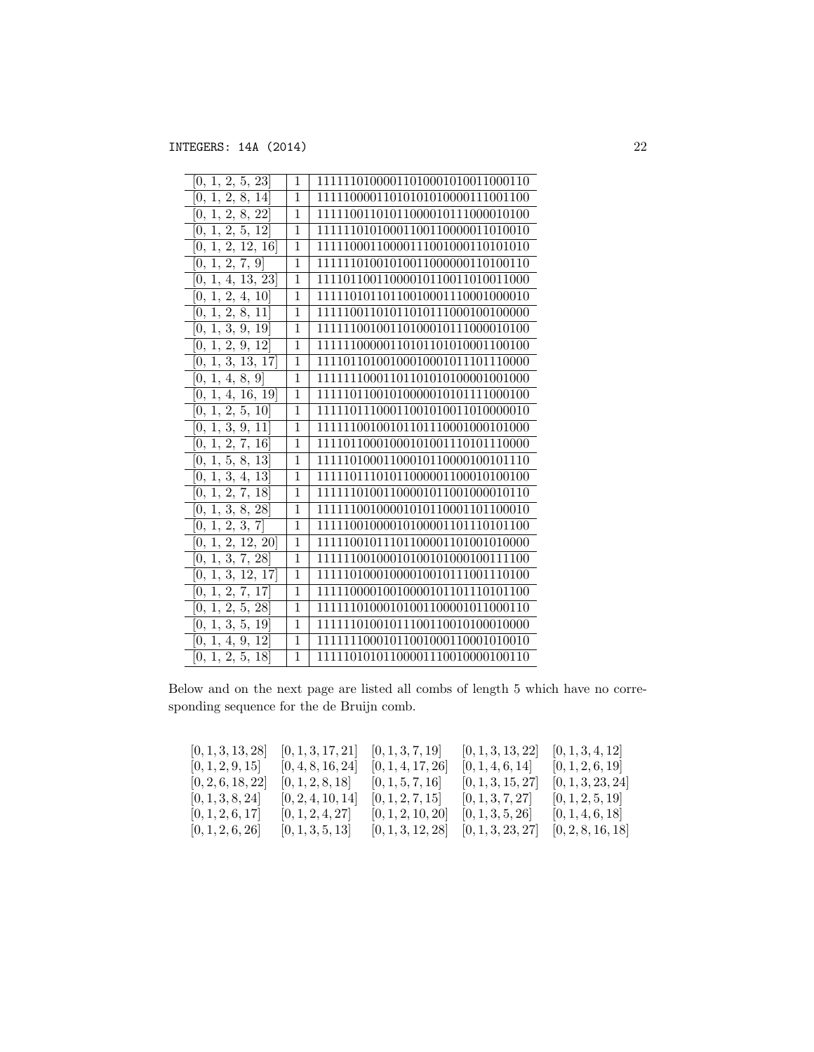| | | |
|---|---|---|
| [0, 1, 2, 5, 23] | 1 | 11111101000011010001010011000110 |
| [0, 1, 2, 8, 14] | 1 | 11111000011010101010000111001100 |
| [0, 1, 2, 8, 22] | 1 | 11111001101011000010111000010100 |
| [0, 1, 2, 5, 12] | 1 | 11111101010001100110000011010010 |
| [0, 1, 2, 12, 16] | 1 | 11111000110000111001000110101010 |
| [0, 1, 2, 7, 9] | 1 | 11111101001010011000000110100110 |
| [0, 1, 4, 13, 23] | 1 | 11110110011000010110011010011000 |
| [0, 1, 2, 4, 10] | 1 | 11111010110110010001110001000010 |
| [0, 1, 2, 8, 11] | 1 | 11111001101011010111000100100000 |
| [0, 1, 3, 9, 19] | 1 | 11111100100110100010111000010100 |
| [0, 1, 2, 9, 12] | 1 | 11111100000110101101010001100100 |
| [0, 1, 3, 13, 17] | 1 | 11110110100100010001011101110000 |
| [0, 1, 4, 8, 9] | 1 | 11111110001101101010100001001000 |
| [0, 1, 4, 16, 19] | 1 | 11110110010100000101011111000100 |
| [0, 1, 2, 5, 10] | 1 | 11111011100011001010011010000010 |
| [0, 1, 3, 9, 11] | 1 | 11111100100101101110001000101000 |
| [0, 1, 2, 7, 16] | 1 | 11110110001000101001110101110000 |
| [0, 1, 5, 8, 13] | 1 | 11111010001100010110000100101110 |
| [0, 1, 3, 4, 13] | 1 | 11110111010110000001100010100100 |
| [0, 1, 2, 7, 18] | 1 | 11111101001100001011001000010110 |
| [0, 1, 3, 8, 28] | 1 | 11111100100001010110001101100010 |
| [0, 1, 2, 3, 7] | 1 | 11111001000010100001101110101100 |
| [0, 1, 2, 12, 20] | 1 | 11111001011101100001101001010000 |
| [0, 1, 3, 7, 28] | 1 | 11111100100010100101000100111100 |
| [0, 1, 3, 12, 17] | 1 | 11111010001000010010111001110100 |
| [0, 1, 2, 7, 17] | 1 | 11111000001001000010110111010110 |
| [0, 1, 2, 5, 28] | 1 | 11111101000101001100001011000110 |
| [0, 1, 3, 5, 19] | 1 | 11111101001011100110010100010000 |
| [0, 1, 4, 9, 12] | 1 | 11111110001011001000110001010010 |
| [0, 1, 2, 5, 18] | 1 | 11111010101100001110010000100110 |

Below and on the next page are listed all combs of length 5 which have no corresponding sequence for the de Bruijn comb.

| | | | | |
|---|---|---|---|---|
| [0, 1, 3, 13, 28] | [0, 1, 3, 17, 21] | [0, 1, 3, 7, 19] | [0, 1, 3, 13, 22] | [0, 1, 3, 4, 12] |
| [0, 1, 2, 9, 15] | [0, 4, 8, 16, 24] | [0, 1, 4, 17, 26] | [0, 1, 4, 6, 14] | [0, 1, 2, 6, 19] |
| [0, 2, 6, 18, 22] | [0, 1, 2, 8, 18] | [0, 1, 5, 7, 16] | [0, 1, 3, 15, 27] | [0, 1, 3, 23, 24] |
| [0, 1, 3, 8, 24] | [0, 2, 4, 10, 14] | [0, 1, 2, 7, 15] | [0, 1, 3, 7, 27] | [0, 1, 2, 5, 19] |
| [0, 1, 2, 6, 17] | [0, 1, 2, 4, 27] | [0, 1, 2, 10, 20] | [0, 1, 3, 5, 26] | [0, 1, 4, 6, 18] |
| [0, 1, 2, 6, 26] | [0, 1, 3, 5, 13] | [0, 1, 3, 12, 28] | [0, 1, 3, 23, 27] | [0, 2, 8, 16, 18] |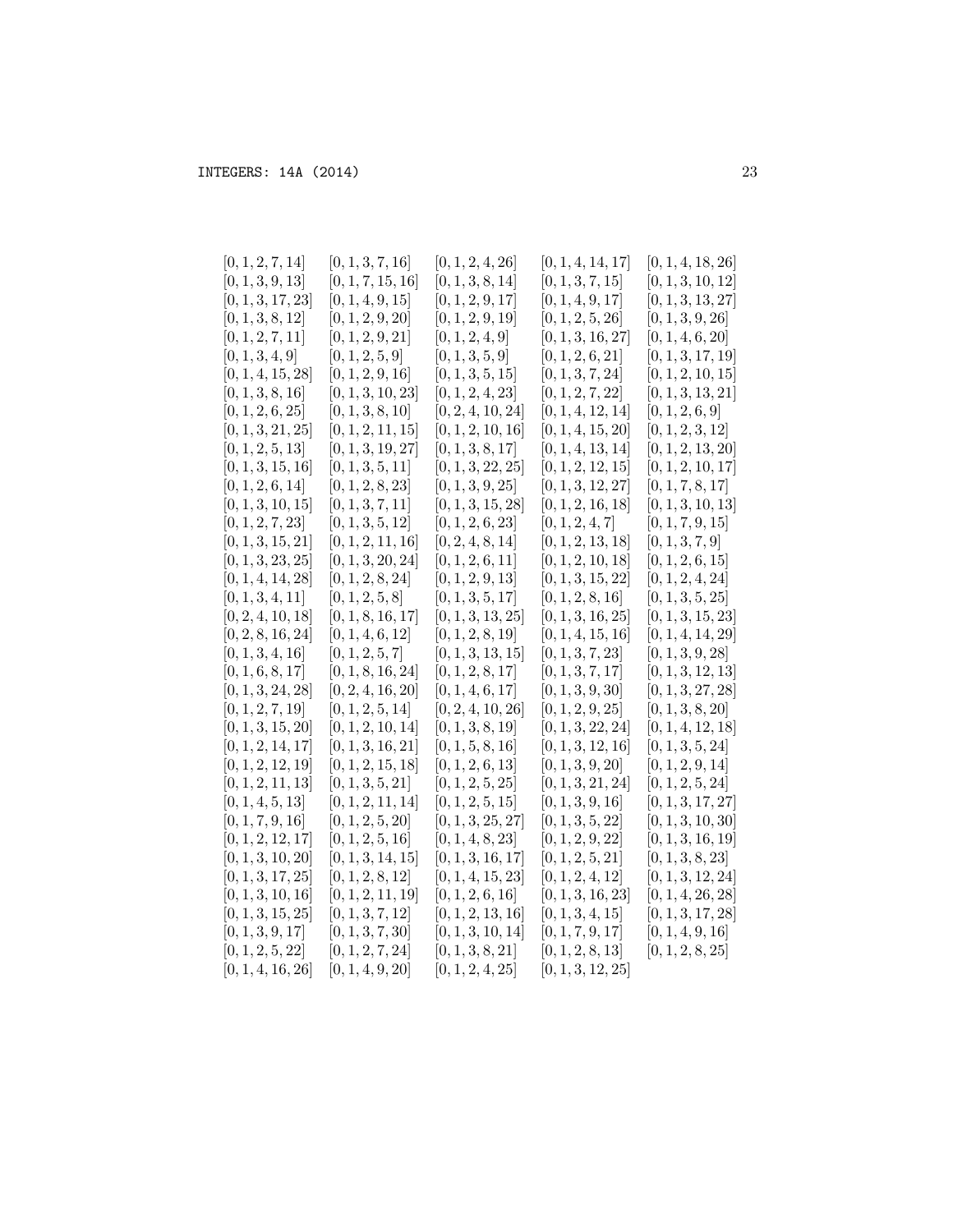$[0, 1, 2, 7, 14]$
$[0, 1, 3, 9, 13]$
$[0, 1, 3, 17, 23]$
$[0, 1, 3, 8, 12]$
$[0, 1, 2, 7, 11]$
$[0, 1, 3, 4, 9]$
$[0, 1, 4, 15, 28]$
$[0, 1, 3, 8, 16]$
$[0, 1, 2, 6, 25]$
$[0, 1, 3, 21, 25]$
$[0, 1, 2, 5, 13]$
$[0, 1, 3, 15, 16]$
$[0, 1, 2, 6, 14]$
$[0, 1, 3, 10, 15]$
$[0, 1, 2, 7, 23]$
$[0, 1, 3, 15, 21]$
$[0, 1, 3, 23, 25]$
$[0, 1, 4, 14, 28]$
$[0, 1, 3, 4, 11]$
$[0, 2, 4, 10, 18]$
$[0, 2, 8, 16, 24]$
$[0, 1, 3, 4, 16]$
$[0, 1, 6, 8, 17]$
$[0, 1, 3, 24, 28]$
$[0, 1, 2, 7, 19]$
$[0, 1, 3, 15, 20]$
$[0, 1, 2, 14, 17]$
$[0, 1, 2, 12, 19]$
$[0, 1, 2, 11, 13]$
$[0, 1, 4, 5, 13]$
$[0, 1, 7, 9, 16]$
$[0, 1, 2, 12, 17]$
$[0, 1, 3, 10, 20]$
$[0, 1, 3, 17, 25]$
$[0, 1, 3, 10, 16]$
$[0, 1, 3, 15, 25]$
$[0, 1, 3, 9, 17]$
$[0, 1, 2, 5, 22]$
$[0, 1, 4, 16, 26]$
$[0, 1, 3, 7, 16]$
$[0, 1, 7, 15, 16]$
$[0, 1, 4, 9, 15]$
$[0, 1, 2, 9, 20]$
$[0, 1, 2, 9, 21]$
$[0, 1, 2, 5, 9]$
$[0, 1, 2, 9, 16]$
$[0, 1, 3, 10, 23]$
$[0, 1, 3, 8, 10]$
$[0, 1, 2, 11, 15]$
$[0, 1, 3, 19, 27]$
$[0, 1, 3, 5, 11]$
$[0, 1, 2, 8, 23]$
$[0, 1, 3, 7, 11]$
$[0, 1, 3, 5, 12]$
$[0, 1, 2, 11, 16]$
$[0, 1, 3, 20, 24]$
$[0, 1, 2, 8, 24]$
$[0, 1, 2, 5, 8]$
$[0, 1, 8, 16, 17]$
$[0, 1, 4, 6, 12]$
$[0, 1, 2, 5, 7]$
$[0, 1, 8, 16, 24]$
$[0, 2, 4, 16, 20]$
$[0, 1, 2, 5, 14]$
$[0, 1, 2, 10, 14]$
$[0, 1, 3, 16, 21]$
$[0, 1, 2, 15, 18]$
$[0, 1, 3, 5, 21]$
$[0, 1, 2, 11, 14]$
$[0, 1, 2, 5, 20]$
$[0, 1, 2, 5, 16]$
$[0, 1, 3, 14, 15]$
$[0, 1, 2, 8, 12]$
$[0, 1, 2, 11, 19]$
$[0, 1, 3, 7, 12]$
$[0, 1, 3, 7, 30]$
$[0, 1, 2, 7, 24]$
$[0, 1, 4, 9, 20]$
$[0, 1, 2, 4, 26]$
$[0, 1, 3, 8, 14]$
$[0, 1, 2, 9, 17]$
$[0, 1, 2, 9, 19]$
$[0, 1, 2, 4, 9]$
$[0, 1, 3, 5, 9]$
$[0, 1, 3, 5, 15]$
$[0, 1, 2, 4, 23]$
$[0, 2, 4, 10, 24]$
$[0, 1, 2, 10, 16]$
$[0, 1, 3, 8, 17]$
$[0, 1, 3, 22, 25]$
$[0, 1, 3, 9, 25]$
$[0, 1, 3, 15, 28]$
$[0, 1, 2, 6, 23]$
$[0, 2, 4, 8, 14]$
$[0, 1, 2, 6, 11]$
$[0, 1, 3, 5, 17]$
$[0, 1, 3, 13, 25]$
$[0, 1, 2, 8, 19]$
$[0, 1, 3, 13, 15]$
$[0, 1, 2, 8, 17]$
$[0, 1, 4, 6, 17]$
$[0, 2, 4, 10, 26]$
$[0, 1, 3, 8, 19]$
$[0, 1, 5, 8, 16]$
$[0, 1, 2, 6, 13]$
$[0, 1, 2, 5, 25]$
$[0, 1, 2, 5, 15]$
$[0, 1, 3, 25, 27]$
$[0, 1, 4, 8, 23]$
$[0, 1, 3, 16, 17]$
$[0, 1, 4, 15, 23]$
$[0, 1, 2, 6, 16]$
$[0, 1, 2, 13, 16]$
$[0, 1, 3, 10, 14]$
$[0, 1, 3, 8, 21]$
$[0, 1, 2, 4, 25]$
$[0, 1, 4, 14, 17]$
$[0, 1, 3, 7, 15]$
$[0, 1, 4, 9, 17]$
$[0, 1, 2, 5, 26]$
$[0, 1, 3, 16, 27]$
$[0, 1, 2, 6, 21]$
$[0, 1, 3, 7, 24]$
$[0, 1, 2, 7, 22]$
$[0, 1, 4, 12, 14]$
$[0, 1, 4, 15, 20]$
$[0, 1, 4, 13, 14]$
$[0, 1, 2, 12, 15]$
$[0, 1, 3, 12, 27]$
$[0, 1, 2, 16, 18]$
$[0, 1, 2, 4, 7]$
$[0, 1, 2, 13, 18]$
$[0, 1, 2, 10, 18]$
$[0, 1, 3, 15, 22]$
$[0, 1, 2, 8, 16]$
$[0, 1, 3, 16, 25]$
$[0, 1, 4, 15, 16]$
$[0, 1, 3, 7, 23]$
$[0, 1, 3, 7, 17]$
$[0, 1, 3, 9, 30]$
$[0, 1, 2, 9, 25]$
$[0, 1, 3, 22, 24]$
$[0, 1, 3, 12, 16]$
$[0, 1, 3, 9, 20]$
$[0, 1, 3, 21, 24]$
$[0, 1, 3, 9, 16]$
$[0, 1, 3, 5, 22]$
$[0, 1, 2, 9, 22]$
$[0, 1, 2, 5, 21]$
$[0, 1, 2, 4, 12]$
$[0, 1, 3, 16, 23]$
$[0, 1, 3, 4, 15]$
$[0, 1, 7, 9, 17]$
$[0, 1, 2, 8, 13]$
$[0, 1, 3, 12, 25]$
$[0, 1, 4, 18, 26]$
$[0, 1, 3, 10, 12]$
$[0, 1, 3, 13, 27]$
$[0, 1, 3, 9, 26]$
$[0, 1, 4, 6, 20]$
$[0, 1, 3, 17, 19]$
$[0, 1, 2, 10, 15]$
$[0, 1, 3, 13, 21]$
$[0, 1, 2, 6, 9]$
$[0, 1, 2, 3, 12]$
$[0, 1, 2, 13, 20]$
$[0, 1, 2, 10, 17]$
$[0, 1, 7, 8, 17]$
$[0, 1, 3, 10, 13]$
$[0, 1, 7, 9, 15]$
$[0, 1, 3, 7, 9]$
$[0, 1, 2, 6, 15]$
$[0, 1, 2, 4, 24]$
$[0, 1, 3, 5, 25]$
$[0, 1, 3, 15, 23]$
$[0, 1, 4, 14, 29]$
$[0, 1, 3, 9, 28]$
$[0, 1, 3, 12, 13]$
$[0, 1, 3, 27, 28]$
$[0, 1, 3, 8, 20]$
$[0, 1, 4, 12, 18]$
$[0, 1, 3, 5, 24]$
$[0, 1, 2, 9, 14]$
$[0, 1, 2, 5, 24]$
$[0, 1, 3, 17, 27]$
$[0, 1, 3, 10, 30]$
$[0, 1, 3, 16, 19]$
$[0, 1, 3, 8, 23]$
$[0, 1, 3, 12, 24]$
$[0, 1, 4, 26, 28]$
$[0, 1, 3, 17, 28]$
$[0, 1, 4, 9, 16]$
$[0, 1, 2, 8, 25]$